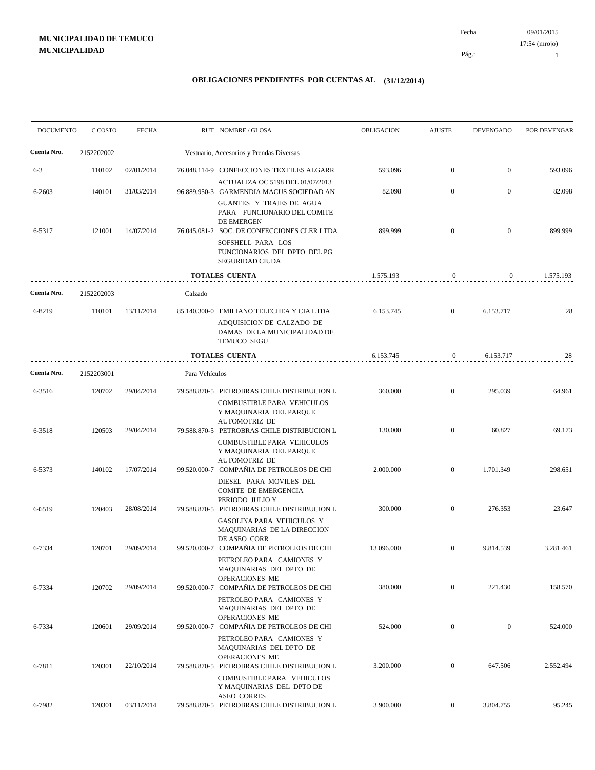**MUNICIPALIDAD DE TEMUCO**
**MUNICIPALIDAD**

Fecha 09/01/2015
17:54 (mrojo)
Pág.: 1

## OBLIGACIONES PENDIENTES POR CUENTAS AL (31/12/2014)

| DOCUMENTO | C.COSTO | FECHA | RUT NOMBRE / GLOSA | OBLIGACION | AJUSTE | DEVENGADO | POR DEVENGAR |
|---|---|---|---|---|---|---|---|
| **Cuenta Nro.** | 2152202002 | | Vestuario, Accesorios y Prendas Diversas | | | | |
| 6-3 | 110102 | 02/01/2014 | 76.048.114-9 CONFECCIONES TEXTILES ALGARR ACTUALIZA OC 5198 DEL 01/07/2013 | 593.096 | 0 | 0 | 593.096 |
| 6-2603 | 140101 | 31/03/2014 | 96.889.950-3 GARMENDIA MACUS SOCIEDAD AN GUANTES Y TRAJES DE AGUA PARA FUNCIONARIO DEL COMITE DE EMERGEN | 82.098 | 0 | 0 | 82.098 |
| 6-5317 | 121001 | 14/07/2014 | 76.045.081-2 SOC. DE CONFECCIONES CLER LTDA SOFSHELL PARA LOS FUNCIONARIOS DEL DPTO DEL PG SEGURIDAD CIUDA | 899.999 | 0 | 0 | 899.999 |
| | | | **TOTALES CUENTA** | 1.575.193 | 0 | 0 | 1.575.193 |
| **Cuenta Nro.** | 2152202003 | | Calzado | | | | |
| 6-8219 | 110101 | 13/11/2014 | 85.140.300-0 EMILIANO TELECHEA Y CIA LTDA ADQUISICION DE CALZADO DE DAMAS DE LA MUNICIPALIDAD DE TEMUCO SEGU | 6.153.745 | 0 | 6.153.717 | 28 |
| | | | **TOTALES CUENTA** | 6.153.745 | 0 | 6.153.717 | 28 |
| **Cuenta Nro.** | 2152203001 | | Para Vehículos | | | | |
| 6-3516 | 120702 | 29/04/2014 | 79.588.870-5 PETROBRAS CHILE DISTRIBUCION L COMBUSTIBLE PARA VEHICULOS Y MAQUINARIA DEL PARQUE AUTOMOTRIZ DE | 360.000 | 0 | 295.039 | 64.961 |
| 6-3518 | 120503 | 29/04/2014 | 79.588.870-5 PETROBRAS CHILE DISTRIBUCION L COMBUSTIBLE PARA VEHICULOS Y MAQUINARIA DEL PARQUE AUTOMOTRIZ DE | 130.000 | 0 | 60.827 | 69.173 |
| 6-5373 | 140102 | 17/07/2014 | 99.520.000-7 COMPAÑIA DE PETROLEOS DE CHI DIESEL PARA MOVILES DEL COMITE DE EMERGENCIA PERIODO JULIO Y | 2.000.000 | 0 | 1.701.349 | 298.651 |
| 6-6519 | 120403 | 28/08/2014 | 79.588.870-5 PETROBRAS CHILE DISTRIBUCION L GASOLINA PARA VEHICULOS Y MAQUINARIAS DE LA DIRECCION DE ASEO CORR | 300.000 | 0 | 276.353 | 23.647 |
| 6-7334 | 120701 | 29/09/2014 | 99.520.000-7 COMPAÑIA DE PETROLEOS DE CHI PETROLEO PARA CAMIONES Y MAQUINARIAS DEL DPTO DE OPERACIONES ME | 13.096.000 | 0 | 9.814.539 | 3.281.461 |
| 6-7334 | 120702 | 29/09/2014 | 99.520.000-7 COMPAÑIA DE PETROLEOS DE CHI PETROLEO PARA CAMIONES Y MAQUINARIAS DEL DPTO DE OPERACIONES ME | 380.000 | 0 | 221.430 | 158.570 |
| 6-7334 | 120601 | 29/09/2014 | 99.520.000-7 COMPAÑIA DE PETROLEOS DE CHI PETROLEO PARA CAMIONES Y MAQUINARIAS DEL DPTO DE OPERACIONES ME | 524.000 | 0 | 0 | 524.000 |
| 6-7811 | 120301 | 22/10/2014 | 79.588.870-5 PETROBRAS CHILE DISTRIBUCION L COMBUSTIBLE PARA VEHICULOS Y MAQUINARIAS DEL DPTO DE ASEO CORRES | 3.200.000 | 0 | 647.506 | 2.552.494 |
| 6-7982 | 120301 | 03/11/2014 | 79.588.870-5 PETROBRAS CHILE DISTRIBUCION L | 3.900.000 | 0 | 3.804.755 | 95.245 |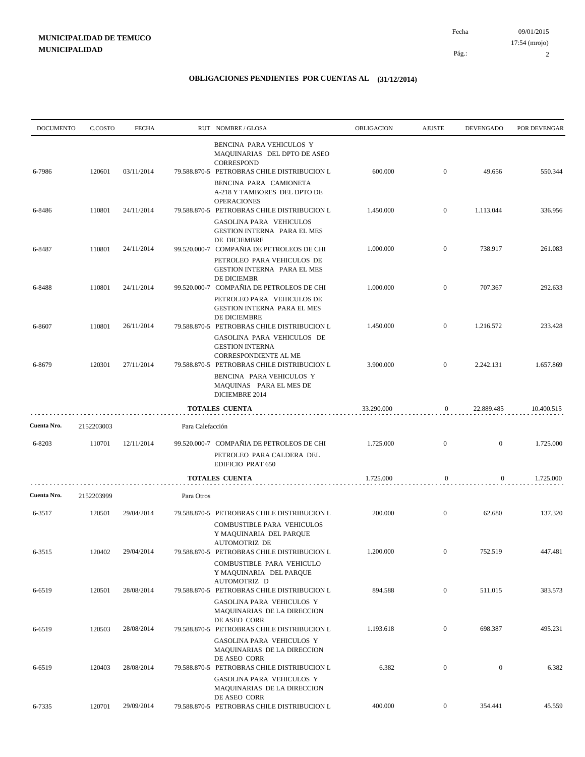## OBLIGACIONES PENDIENTES POR CUENTAS AL (31/12/2014)

| DOCUMENTO | C.COSTO | FECHA | RUT | NOMBRE / GLOSA | OBLIGACION | AJUSTE | DEVENGADO | POR DEVENGAR |
|---|---|---|---|---|---|---|---|---|
| | | | | BENCINA PARA VEHICULOS Y MAQUINARIAS DEL DPTO DE ASEO CORRESPOND | | | | |
| 6-7986 | 120601 | 03/11/2014 | 79.588.870-5 | PETROBRAS CHILE DISTRIBUCION L<br>BENCINA PARA CAMIONETA A-218 Y TAMBORES DEL DPTO DE OPERACIONES | 600.000 | 0 | 49.656 | 550.344 |
| 6-8486 | 110801 | 24/11/2014 | 79.588.870-5 | PETROBRAS CHILE DISTRIBUCION L<br>GASOLINA PARA VEHICULOS GESTION INTERNA PARA EL MES DE DICIEMBRE | 1.450.000 | 0 | 1.113.044 | 336.956 |
| 6-8487 | 110801 | 24/11/2014 | 99.520.000-7 | COMPAÑIA DE PETROLEOS DE CHI<br>PETROLEO PARA VEHICULOS DE GESTION INTERNA PARA EL MES DE DICIEMBR | 1.000.000 | 0 | 738.917 | 261.083 |
| 6-8488 | 110801 | 24/11/2014 | 99.520.000-7 | COMPAÑIA DE PETROLEOS DE CHI<br>PETROLEO PARA VEHICULOS DE GESTION INTERNA PARA EL MES DE DICIEMBRE | 1.000.000 | 0 | 707.367 | 292.633 |
| 6-8607 | 110801 | 26/11/2014 | 79.588.870-5 | PETROBRAS CHILE DISTRIBUCION L<br>GASOLINA PARA VEHICULOS DE GESTION INTERNA CORRESPONDIENTE AL ME | 1.450.000 | 0 | 1.216.572 | 233.428 |
| 6-8679 | 120301 | 27/11/2014 | 79.588.870-5 | PETROBRAS CHILE DISTRIBUCION L<br>BENCINA PARA VEHICULOS Y MAQUINAS PARA EL MES DE DICIEMBRE 2014 | 3.900.000 | 0 | 2.242.131 | 1.657.869 |
| | | | | **TOTALES CUENTA** | 33.290.000 | 0 | 22.889.485 | 10.400.515 |
| **Cuenta Nro.** | 2152203003 | | | Para Calefacción | | | | |
| 6-8203 | 110701 | 12/11/2014 | 99.520.000-7 | COMPAÑIA DE PETROLEOS DE CHI<br>PETROLEO PARA CALDERA DEL EDIFICIO PRAT 650 | 1.725.000 | 0 | 0 | 1.725.000 |
| | | | | **TOTALES CUENTA** | 1.725.000 | 0 | 0 | 1.725.000 |
| **Cuenta Nro.** | 2152203999 | | | Para Otros | | | | |
| 6-3517 | 120501 | 29/04/2014 | 79.588.870-5 | PETROBRAS CHILE DISTRIBUCION L<br>COMBUSTIBLE PARA VEHICULOS Y MAQUINARIA DEL PARQUE AUTOMOTRIZ DE | 200.000 | 0 | 62.680 | 137.320 |
| 6-3515 | 120402 | 29/04/2014 | 79.588.870-5 | PETROBRAS CHILE DISTRIBUCION L<br>COMBUSTIBLE PARA VEHICULO Y MAQUINARIA DEL PARQUE AUTOMOTRIZ D | 1.200.000 | 0 | 752.519 | 447.481 |
| 6-6519 | 120501 | 28/08/2014 | 79.588.870-5 | PETROBRAS CHILE DISTRIBUCION L<br>GASOLINA PARA VEHICULOS Y MAQUINARIAS DE LA DIRECCION DE ASEO CORR | 894.588 | 0 | 511.015 | 383.573 |
| 6-6519 | 120503 | 28/08/2014 | 79.588.870-5 | PETROBRAS CHILE DISTRIBUCION L<br>GASOLINA PARA VEHICULOS Y MAQUINARIAS DE LA DIRECCION DE ASEO CORR | 1.193.618 | 0 | 698.387 | 495.231 |
| 6-6519 | 120403 | 28/08/2014 | 79.588.870-5 | PETROBRAS CHILE DISTRIBUCION L<br>GASOLINA PARA VEHICULOS Y MAQUINARIAS DE LA DIRECCION DE ASEO CORR | 6.382 | 0 | 0 | 6.382 |
| 6-7335 | 120701 | 29/09/2014 | 79.588.870-5 | PETROBRAS CHILE DISTRIBUCION L | 400.000 | 0 | 354.441 | 45.559 |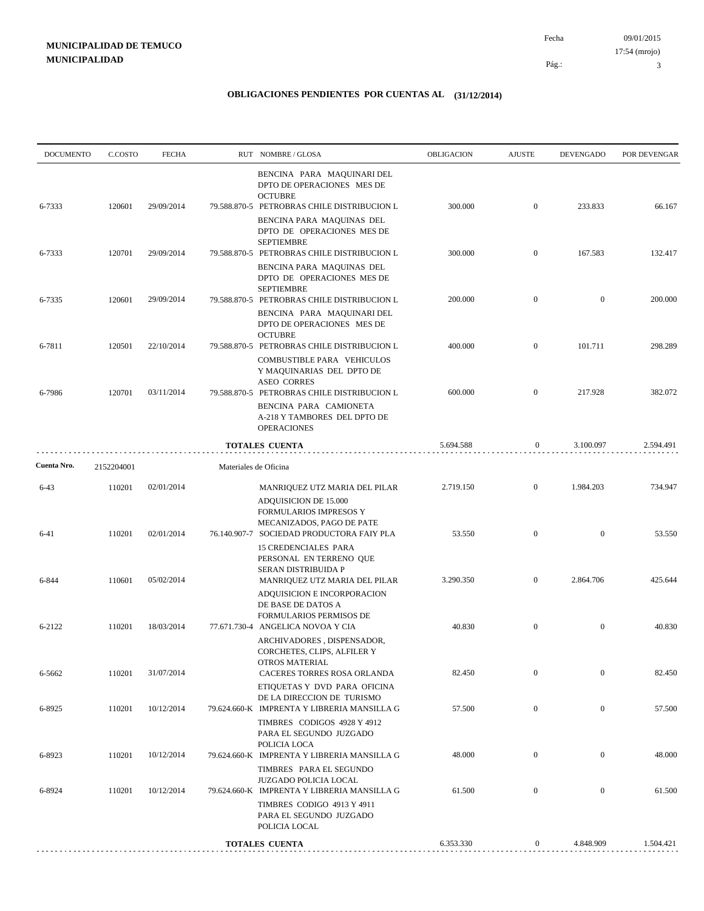**MUNICIPALIDAD DE TEMUCO**
**MUNICIPALIDAD**

Fecha 09/01/2015
17:54 (mrojo)

## OBLIGACIONES PENDIENTES POR CUENTAS AL (31/12/2014)

| DOCUMENTO | C.COSTO | FECHA | RUT | NOMBRE / GLOSA | OBLIGACION | AJUSTE | DEVENGADO | POR DEVENGAR |
|---|---|---|---|---|---|---|---|---|
| | | | | BENCINA PARA MAQUINARI DEL DPTO DE OPERACIONES MES DE OCTUBRE | | | | |
| 6-7333 | 120601 | 29/09/2014 | 79.588.870-5 | PETROBRAS CHILE DISTRIBUCION L | 300.000 | 0 | 233.833 | 66.167 |
| | | | | BENCINA PARA MAQUINAS DEL DPTO DE OPERACIONES MES DE SEPTIEMBRE | | | | |
| 6-7333 | 120701 | 29/09/2014 | 79.588.870-5 | PETROBRAS CHILE DISTRIBUCION L | 300.000 | 0 | 167.583 | 132.417 |
| | | | | BENCINA PARA MAQUINAS DEL DPTO DE OPERACIONES MES DE SEPTIEMBRE | | | | |
| 6-7335 | 120601 | 29/09/2014 | 79.588.870-5 | PETROBRAS CHILE DISTRIBUCION L | 200.000 | 0 | 0 | 200.000 |
| | | | | BENCINA PARA MAQUINARI DEL DPTO DE OPERACIONES MES DE OCTUBRE | | | | |
| 6-7811 | 120501 | 22/10/2014 | 79.588.870-5 | PETROBRAS CHILE DISTRIBUCION L | 400.000 | 0 | 101.711 | 298.289 |
| | | | | COMBUSTIBLE PARA VEHICULOS Y MAQUINARIAS DEL DPTO DE ASEO CORRES | | | | |
| 6-7986 | 120701 | 03/11/2014 | 79.588.870-5 | PETROBRAS CHILE DISTRIBUCION L | 600.000 | 0 | 217.928 | 382.072 |
| | | | | BENCINA PARA CAMIONETA A-218 Y TAMBORES DEL DPTO DE OPERACIONES | | | | |
| | | | | **TOTALES CUENTA** | 5.694.588 | 0 | 3.100.097 | 2.594.491 |
| **Cuenta Nro.** | 2152204001 | | | Materiales de Oficina | | | | |
| 6-43 | 110201 | 02/01/2014 | | MANRIQUEZ UTZ MARIA DEL PILAR | 2.719.150 | 0 | 1.984.203 | 734.947 |
| | | | | ADQUISICION DE 15.000 FORMULARIOS IMPRESOS Y MECANIZADOS, PAGO DE PATE | | | | |
| 6-41 | 110201 | 02/01/2014 | 76.140.907-7 | SOCIEDAD PRODUCTORA FAIY PLA | 53.550 | 0 | 0 | 53.550 |
| | | | | 15 CREDENCIALES PARA PERSONAL EN TERRENO QUE SERAN DISTRIBUIDA P | | | | |
| 6-844 | 110601 | 05/02/2014 | | MANRIQUEZ UTZ MARIA DEL PILAR | 3.290.350 | 0 | 2.864.706 | 425.644 |
| | | | | ADQUISICION E INCORPORACION DE BASE DE DATOS A FORMULARIOS PERMISOS DE | | | | |
| 6-2122 | 110201 | 18/03/2014 | 77.671.730-4 | ANGELICA NOVOA Y CIA | 40.830 | 0 | 0 | 40.830 |
| | | | | ARCHIVADORES , DISPENSADOR, CORCHETES, CLIPS, ALFILER Y OTROS MATERIAL | | | | |
| 6-5662 | 110201 | 31/07/2014 | | CACERES TORRES ROSA ORLANDA | 82.450 | 0 | 0 | 82.450 |
| | | | | ETIQUETAS Y DVD PARA OFICINA DE LA DIRECCION DE TURISMO | | | | |
| 6-8925 | 110201 | 10/12/2014 | 79.624.660-K | IMPRENTA Y LIBRERIA MANSILLA G | 57.500 | 0 | 0 | 57.500 |
| | | | | TIMBRES CODIGOS 4928 Y 4912 PARA EL SEGUNDO JUZGADO POLICIA LOCA | | | | |
| 6-8923 | 110201 | 10/12/2014 | 79.624.660-K | IMPRENTA Y LIBRERIA MANSILLA G | 48.000 | 0 | 0 | 48.000 |
| | | | | TIMBRES PARA EL SEGUNDO JUZGADO POLICIA LOCAL | | | | |
| 6-8924 | 110201 | 10/12/2014 | 79.624.660-K | IMPRENTA Y LIBRERIA MANSILLA G | 61.500 | 0 | 0 | 61.500 |
| | | | | TIMBRES CODIGO 4913 Y 4911 PARA EL SEGUNDO JUZGADO POLICIA LOCAL | | | | |
| | | | | **TOTALES CUENTA** | 6.353.330 | 0 | 4.848.909 | 1.504.421 |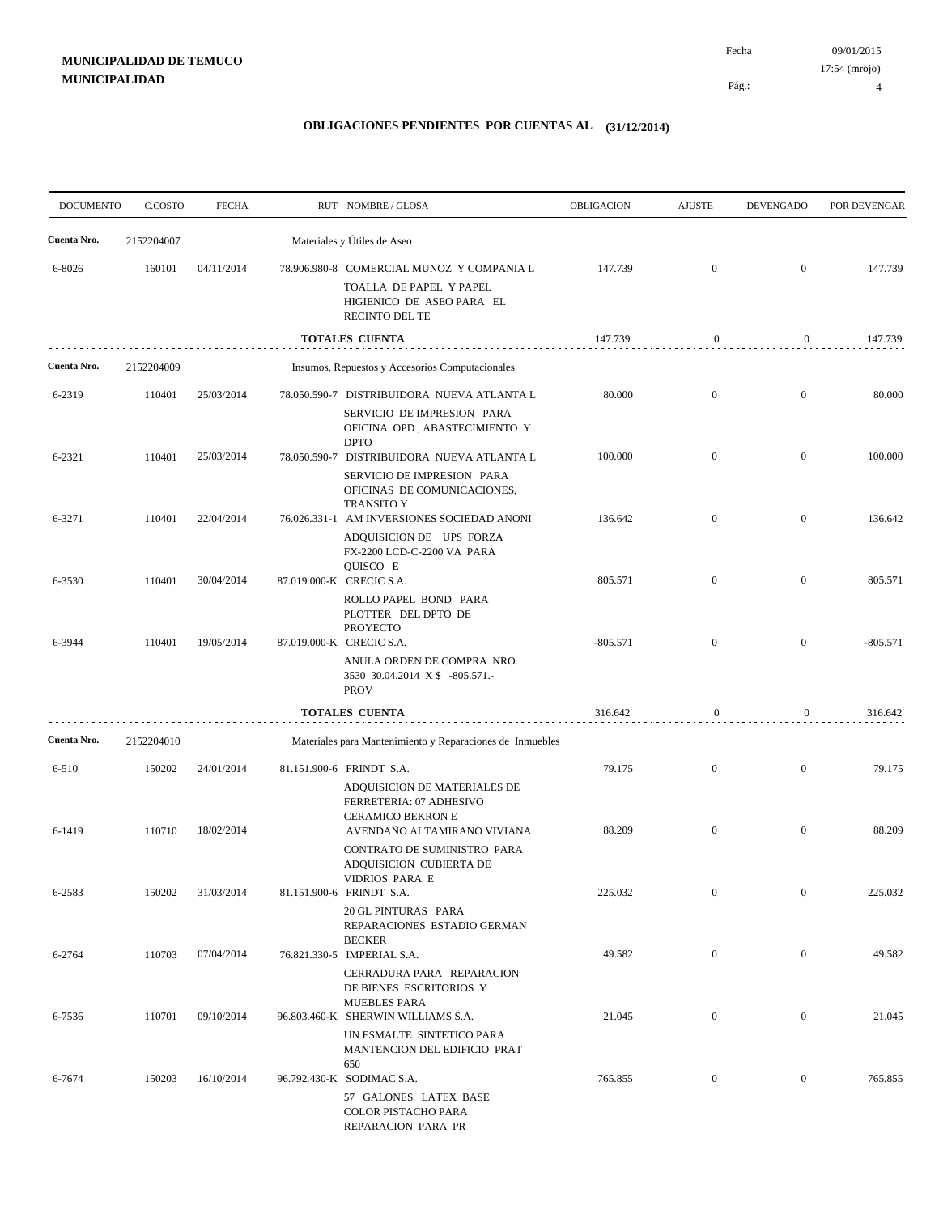**MUNICIPALIDAD DE TEMUCO**
**MUNICIPALIDAD**

Fecha 09/01/2015
17:54 (mrojo)
Pág.: 4

## OBLIGACIONES PENDIENTES POR CUENTAS AL (31/12/2014)

| DOCUMENTO | C.COSTO | FECHA | RUT NOMBRE / GLOSA | OBLIGACION | AJUSTE | DEVENGADO | POR DEVENGAR |
|---|---|---|---|---|---|---|---|
| **Cuenta Nro.** | 2152204007 | | Materiales y Útiles de Aseo | | | | |
| 6-8026 | 160101 | 04/11/2014 | 78.906.980-8 COMERCIAL MUNOZ Y COMPANIA L<br>TOALLA DE PAPEL Y PAPEL HIGIENICO DE ASEO PARA EL RECINTO DEL TE | 147.739 | 0 | 0 | 147.739 |
| | | | **TOTALES CUENTA** | 147.739 | 0 | 0 | 147.739 |
| **Cuenta Nro.** | 2152204009 | | Insumos, Repuestos y Accesorios Computacionales | | | | |
| 6-2319 | 110401 | 25/03/2014 | 78.050.590-7 DISTRIBUIDORA NUEVA ATLANTA L<br>SERVICIO DE IMPRESION PARA OFICINA OPD , ABASTECIMIENTO Y DPTO | 80.000 | 0 | 0 | 80.000 |
| 6-2321 | 110401 | 25/03/2014 | 78.050.590-7 DISTRIBUIDORA NUEVA ATLANTA L<br>SERVICIO DE IMPRESION PARA OFICINAS DE COMUNICACIONES, TRANSITO Y | 100.000 | 0 | 0 | 100.000 |
| 6-3271 | 110401 | 22/04/2014 | 76.026.331-1 AM INVERSIONES SOCIEDAD ANONI<br>ADQUISICION DE UPS FORZA FX-2200 LCD-C-2200 VA PARA QUISCO E | 136.642 | 0 | 0 | 136.642 |
| 6-3530 | 110401 | 30/04/2014 | 87.019.000-K CRECIC S.A.<br>ROLLO PAPEL BOND PARA PLOTTER DEL DPTO DE PROYECTO | 805.571 | 0 | 0 | 805.571 |
| 6-3944 | 110401 | 19/05/2014 | 87.019.000-K CRECIC S.A.<br>ANULA ORDEN DE COMPRA NRO. 3530 30.04.2014 X $ -805.571.- PROV | -805.571 | 0 | 0 | -805.571 |
| | | | **TOTALES CUENTA** | 316.642 | 0 | 0 | 316.642 |
| **Cuenta Nro.** | 2152204010 | | Materiales para Mantenimiento y Reparaciones de Inmuebles | | | | |
| 6-510 | 150202 | 24/01/2014 | 81.151.900-6 FRINDT S.A.<br>ADQUISICION DE MATERIALES DE FERRETERIA: 07 ADHESIVO CERAMICO BEKRON E | 79.175 | 0 | 0 | 79.175 |
| 6-1419 | 110710 | 18/02/2014 | AVENDAÑO ALTAMIRANO VIVIANA<br>CONTRATO DE SUMINISTRO PARA ADQUISICION CUBIERTA DE VIDRIOS PARA E | 88.209 | 0 | 0 | 88.209 |
| 6-2583 | 150202 | 31/03/2014 | 81.151.900-6 FRINDT S.A.<br>20 GL PINTURAS PARA REPARACIONES ESTADIO GERMAN BECKER | 225.032 | 0 | 0 | 225.032 |
| 6-2764 | 110703 | 07/04/2014 | 76.821.330-5 IMPERIAL S.A.<br>CERRADURA PARA REPARACION DE BIENES ESCRITORIOS Y MUEBLES PARA | 49.582 | 0 | 0 | 49.582 |
| 6-7536 | 110701 | 09/10/2014 | 96.803.460-K SHERWIN WILLIAMS S.A.<br>UN ESMALTE SINTETICO PARA MANTENCION DEL EDIFICIO PRAT 650 | 21.045 | 0 | 0 | 21.045 |
| 6-7674 | 150203 | 16/10/2014 | 96.792.430-K SODIMAC S.A.<br>57 GALONES LATEX BASE COLOR PISTACHO PARA REPARACION PARA PR | 765.855 | 0 | 0 | 765.855 |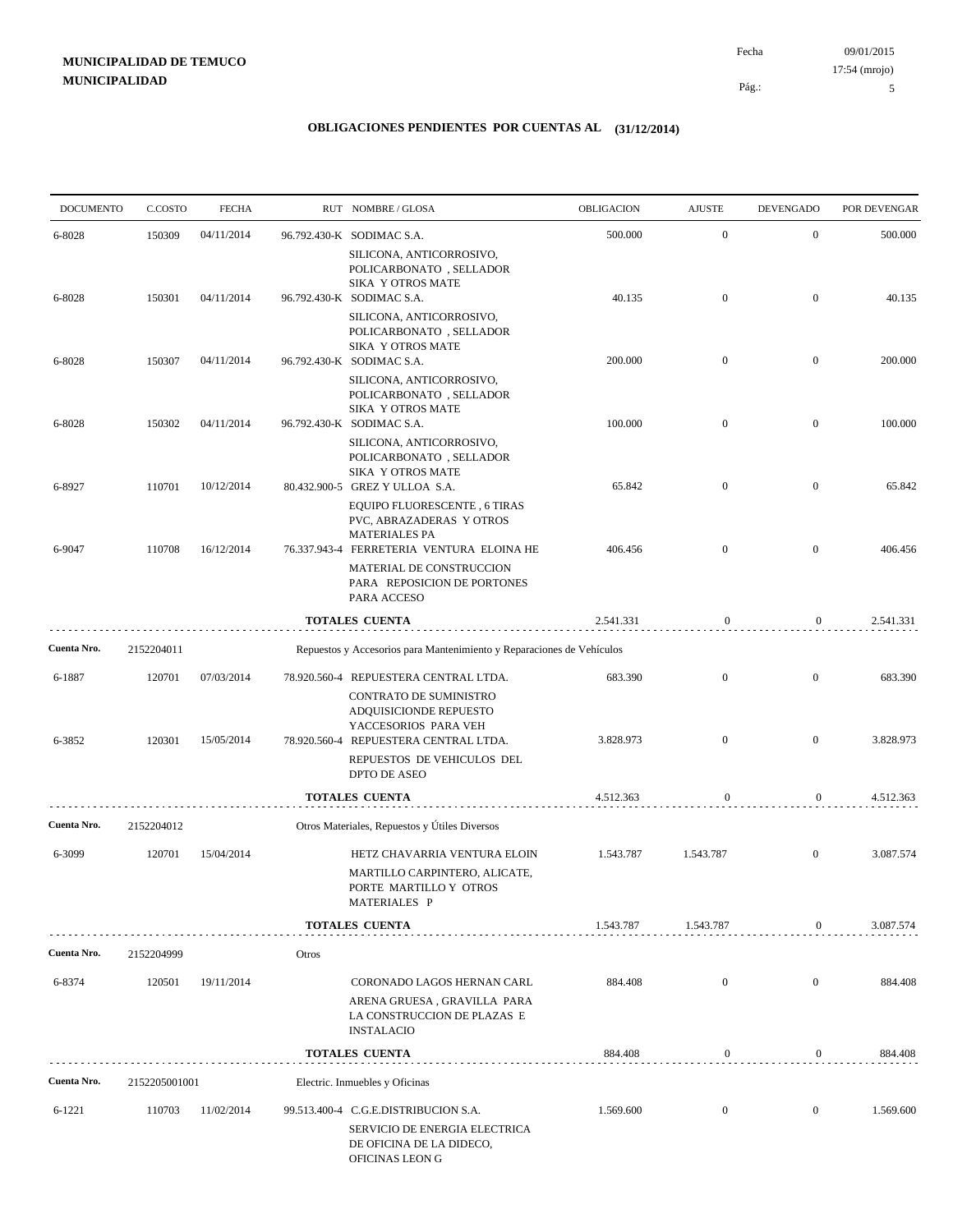**MUNICIPALIDAD DE TEMUCO**
**MUNICIPALIDAD**

Fecha 09/01/2015
17:54 (mrojo)

## OBLIGACIONES PENDIENTES POR CUENTAS AL (31/12/2014)

| DOCUMENTO | C.COSTO | FECHA | RUT | NOMBRE / GLOSA | OBLIGACION | AJUSTE | DEVENGADO | POR DEVENGAR |
|---|---|---|---|---|---|---|---|---|
| 6-8028 | 150309 | 04/11/2014 | 96.792.430-K | SODIMAC S.A. SILICONA, ANTICORROSIVO, POLICARBONATO , SELLADOR SIKA Y OTROS MATE | 500.000 | 0 | 0 | 500.000 |
| 6-8028 | 150301 | 04/11/2014 | 96.792.430-K | SODIMAC S.A. SILICONA, ANTICORROSIVO, POLICARBONATO , SELLADOR SIKA Y OTROS MATE | 40.135 | 0 | 0 | 40.135 |
| 6-8028 | 150307 | 04/11/2014 | 96.792.430-K | SODIMAC S.A. SILICONA, ANTICORROSIVO, POLICARBONATO , SELLADOR SIKA Y OTROS MATE | 200.000 | 0 | 0 | 200.000 |
| 6-8028 | 150302 | 04/11/2014 | 96.792.430-K | SODIMAC S.A. SILICONA, ANTICORROSIVO, POLICARBONATO , SELLADOR SIKA Y OTROS MATE | 100.000 | 0 | 0 | 100.000 |
| 6-8927 | 110701 | 10/12/2014 | 80.432.900-5 | GREZ Y ULLOA S.A. EQUIPO FLUORESCENTE , 6 TIRAS PVC, ABRAZADERAS Y OTROS MATERIALES PA | 65.842 | 0 | 0 | 65.842 |
| 6-9047 | 110708 | 16/12/2014 | 76.337.943-4 | FERRETERIA VENTURA ELOINA HE MATERIAL DE CONSTRUCCION PARA REPOSICION DE PORTONES PARA ACCESO | 406.456 | 0 | 0 | 406.456 |
| | | | | **TOTALES CUENTA** | 2.541.331 | 0 | 0 | 2.541.331 |
| **Cuenta Nro.** | 2152204011 | | | Repuestos y Accesorios para Mantenimiento y Reparaciones de Vehículos | | | | |
| 6-1887 | 120701 | 07/03/2014 | 78.920.560-4 | REPUESTERA CENTRAL LTDA. CONTRATO DE SUMINISTRO ADQUISICIONDE REPUESTO YACCESORIOS PARA VEH | 683.390 | 0 | 0 | 683.390 |
| 6-3852 | 120301 | 15/05/2014 | 78.920.560-4 | REPUESTERA CENTRAL LTDA. REPUESTOS DE VEHICULOS DEL DPTO DE ASEO | 3.828.973 | 0 | 0 | 3.828.973 |
| | | | | **TOTALES CUENTA** | 4.512.363 | 0 | 0 | 4.512.363 |
| **Cuenta Nro.** | 2152204012 | | | Otros Materiales, Repuestos y Útiles Diversos | | | | |
| 6-3099 | 120701 | 15/04/2014 | | HETZ CHAVARRIA VENTURA ELOIN MARTILLO CARPINTERO, ALICATE, PORTE MARTILLO Y OTROS MATERIALES P | 1.543.787 | 1.543.787 | 0 | 3.087.574 |
| | | | | **TOTALES CUENTA** | 1.543.787 | 1.543.787 | 0 | 3.087.574 |
| **Cuenta Nro.** | 2152204999 | | | Otros | | | | |
| 6-8374 | 120501 | 19/11/2014 | | CORONADO LAGOS HERNAN CARL ARENA GRUESA , GRAVILLA PARA LA CONSTRUCCION DE PLAZAS E INSTALACIO | 884.408 | 0 | 0 | 884.408 |
| | | | | **TOTALES CUENTA** | 884.408 | 0 | 0 | 884.408 |
| **Cuenta Nro.** | 2152205001001 | | | Electric. Inmuebles y Oficinas | | | | |
| 6-1221 | 110703 | 11/02/2014 | 99.513.400-4 | C.G.E.DISTRIBUCION S.A. SERVICIO DE ENERGIA ELECTRICA DE OFICINA DE LA DIDECO, OFICINAS LEON G | 1.569.600 | 0 | 0 | 1.569.600 |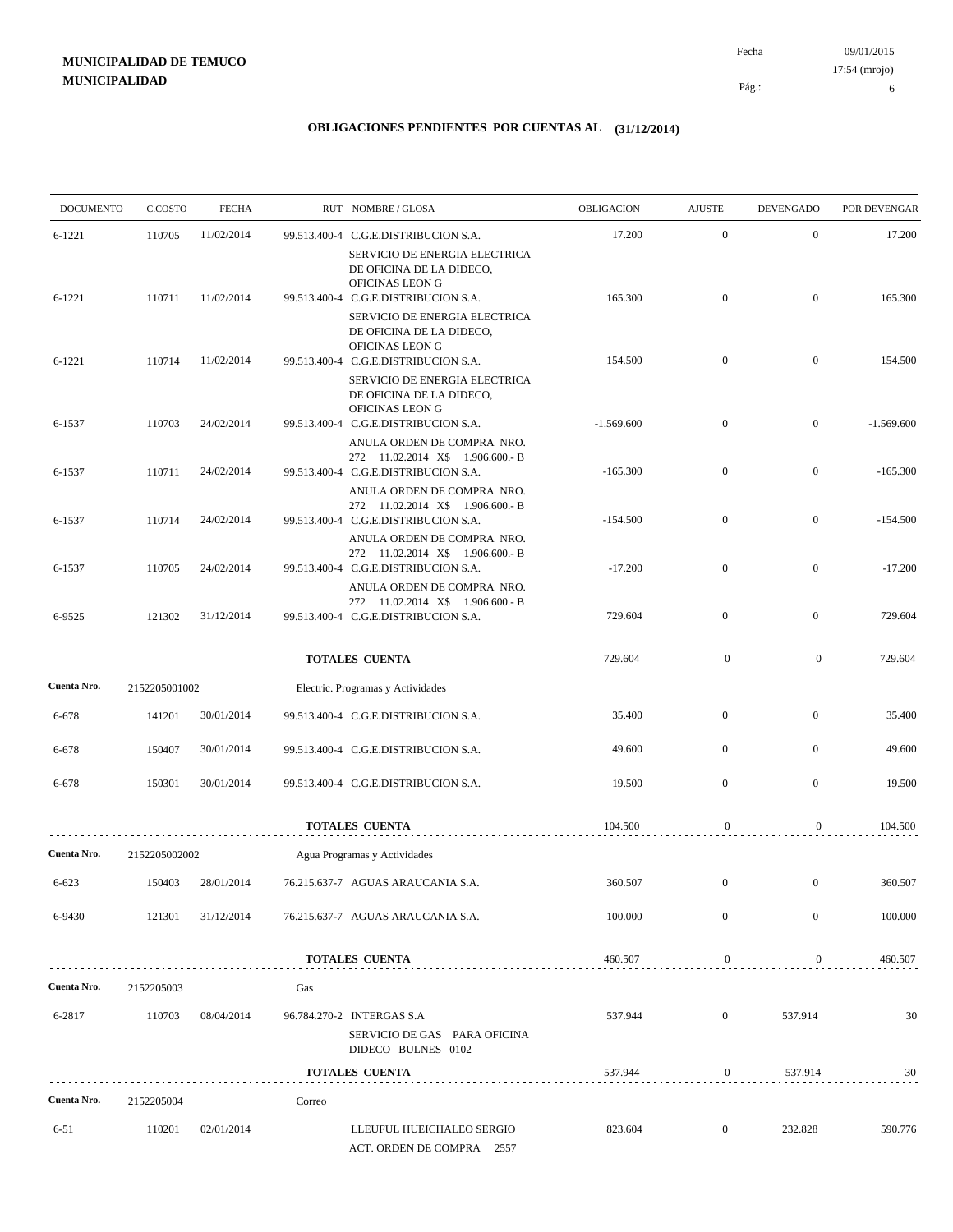**MUNICIPALIDAD DE TEMUCO**
**MUNICIPALIDAD**

Fecha 09/01/2015
17:54 (mrojo)

# OBLIGACIONES PENDIENTES POR CUENTAS AL (31/12/2014)

| DOCUMENTO | C.COSTO | FECHA | RUT NOMBRE / GLOSA | OBLIGACION | AJUSTE | DEVENGADO | POR DEVENGAR |
|---|---|---|---|---|---|---|---|
| 6-1221 | 110705 | 11/02/2014 | 99.513.400-4 C.G.E.DISTRIBUCION S.A. SERVICIO DE ENERGIA ELECTRICA DE OFICINA DE LA DIDECO, OFICINAS LEON G | 17.200 | 0 | 0 | 17.200 |
| 6-1221 | 110711 | 11/02/2014 | 99.513.400-4 C.G.E.DISTRIBUCION S.A. SERVICIO DE ENERGIA ELECTRICA DE OFICINA DE LA DIDECO, OFICINAS LEON G | 165.300 | 0 | 0 | 165.300 |
| 6-1221 | 110714 | 11/02/2014 | 99.513.400-4 C.G.E.DISTRIBUCION S.A. SERVICIO DE ENERGIA ELECTRICA DE OFICINA DE LA DIDECO, OFICINAS LEON G | 154.500 | 0 | 0 | 154.500 |
| 6-1537 | 110703 | 24/02/2014 | 99.513.400-4 C.G.E.DISTRIBUCION S.A. ANULA ORDEN DE COMPRA NRO. 272 11.02.2014 X$ 1.906.600.- B | -1.569.600 | 0 | 0 | -1.569.600 |
| 6-1537 | 110711 | 24/02/2014 | 99.513.400-4 C.G.E.DISTRIBUCION S.A. ANULA ORDEN DE COMPRA NRO. 272 11.02.2014 X$ 1.906.600.- B | -165.300 | 0 | 0 | -165.300 |
| 6-1537 | 110714 | 24/02/2014 | 99.513.400-4 C.G.E.DISTRIBUCION S.A. ANULA ORDEN DE COMPRA NRO. 272 11.02.2014 X$ 1.906.600.- B | -154.500 | 0 | 0 | -154.500 |
| 6-1537 | 110705 | 24/02/2014 | 99.513.400-4 C.G.E.DISTRIBUCION S.A. ANULA ORDEN DE COMPRA NRO. 272 11.02.2014 X$ 1.906.600.- B | -17.200 | 0 | 0 | -17.200 |
| 6-9525 | 121302 | 31/12/2014 | 99.513.400-4 C.G.E.DISTRIBUCION S.A. | 729.604 | 0 | 0 | 729.604 |
| | | | **TOTALES CUENTA** | 729.604 | 0 | 0 | 729.604 |
| **Cuenta Nro.** | 2152205001002 | | Electric. Programas y Actividades | | | | |
| 6-678 | 141201 | 30/01/2014 | 99.513.400-4 C.G.E.DISTRIBUCION S.A. | 35.400 | 0 | 0 | 35.400 |
| 6-678 | 150407 | 30/01/2014 | 99.513.400-4 C.G.E.DISTRIBUCION S.A. | 49.600 | 0 | 0 | 49.600 |
| 6-678 | 150301 | 30/01/2014 | 99.513.400-4 C.G.E.DISTRIBUCION S.A. | 19.500 | 0 | 0 | 19.500 |
| | | | **TOTALES CUENTA** | 104.500 | 0 | 0 | 104.500 |
| **Cuenta Nro.** | 2152205002002 | | Agua Programas y Actividades | | | | |
| 6-623 | 150403 | 28/01/2014 | 76.215.637-7 AGUAS ARAUCANIA S.A. | 360.507 | 0 | 0 | 360.507 |
| 6-9430 | 121301 | 31/12/2014 | 76.215.637-7 AGUAS ARAUCANIA S.A. | 100.000 | 0 | 0 | 100.000 |
| | | | **TOTALES CUENTA** | 460.507 | 0 | 0 | 460.507 |
| **Cuenta Nro.** | 2152205003 | | Gas | | | | |
| 6-2817 | 110703 | 08/04/2014 | 96.784.270-2 INTERGAS S.A SERVICIO DE GAS PARA OFICINA DIDECO BULNES 0102 | 537.944 | 0 | 537.914 | 30 |
| | | | **TOTALES CUENTA** | 537.944 | 0 | 537.914 | 30 |
| **Cuenta Nro.** | 2152205004 | | Correo | | | | |
| 6-51 | 110201 | 02/01/2014 | LLEUFUL HUEICHALEO SERGIO ACT. ORDEN DE COMPRA 2557 | 823.604 | 0 | 232.828 | 590.776 |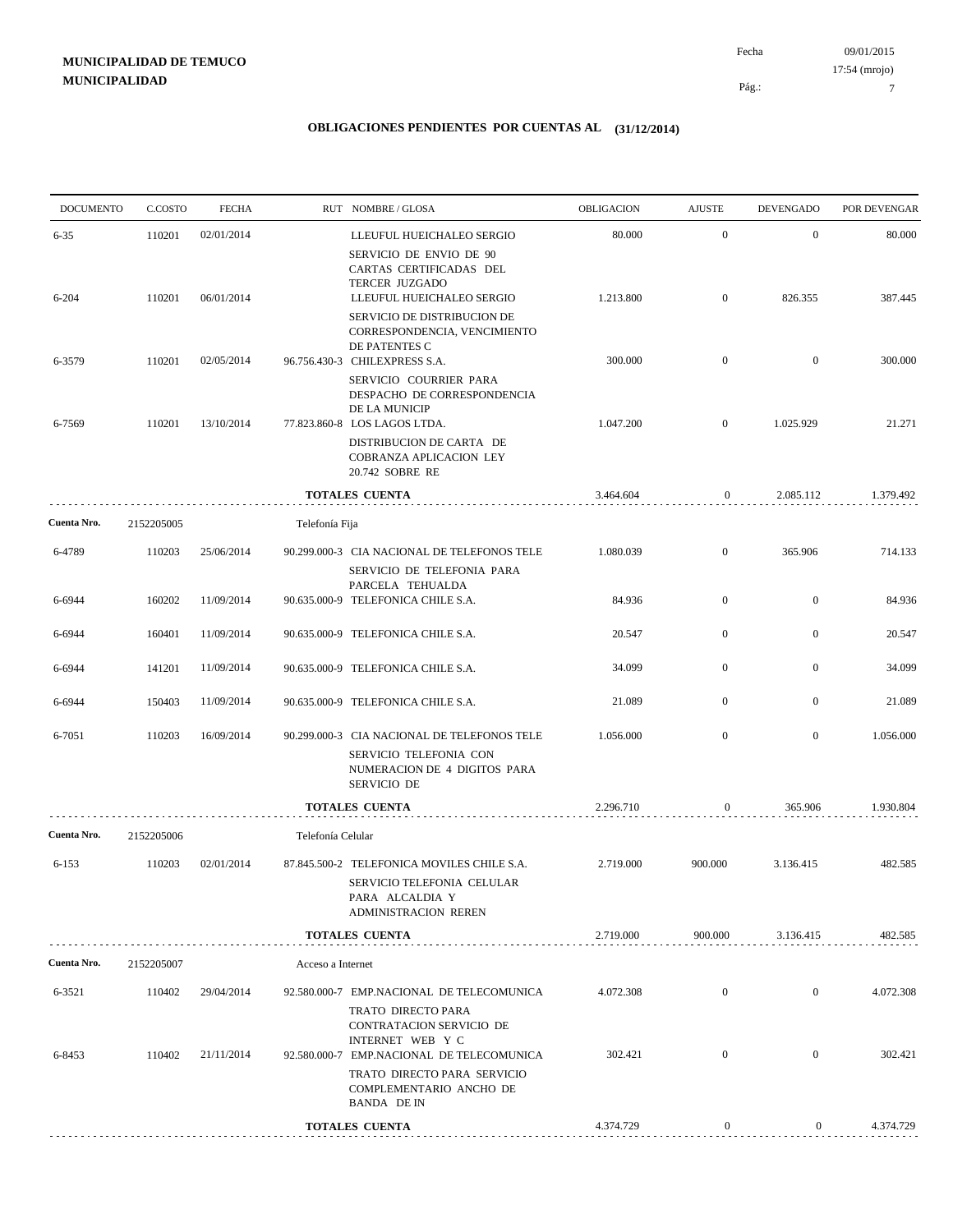**MUNICIPALIDAD DE TEMUCO**
**MUNICIPALIDAD**

Fecha 09/01/2015
17:54 (mrojo)

## OBLIGACIONES PENDIENTES POR CUENTAS AL (31/12/2014)

| DOCUMENTO | C.COSTO | FECHA | RUT NOMBRE / GLOSA | OBLIGACION | AJUSTE | DEVENGADO | POR DEVENGAR |
|---|---|---|---|---|---|---|---|
| 6-35 | 110201 | 02/01/2014 | LLEUFUL HUEICHALEO SERGIO<br>SERVICIO DE ENVIO DE 90 CARTAS CERTIFICADAS DEL TERCER JUZGADO | 80.000 | 0 | 0 | 80.000 |
| 6-204 | 110201 | 06/01/2014 | LLEUFUL HUEICHALEO SERGIO<br>SERVICIO DE DISTRIBUCION DE CORRESPONDENCIA, VENCIMIENTO DE PATENTES C | 1.213.800 | 0 | 826.355 | 387.445 |
| 6-3579 | 110201 | 02/05/2014 | 96.756.430-3 CHILEXPRESS S.A.<br>SERVICIO COURRIER PARA DESPACHO DE CORRESPONDENCIA DE LA MUNICIP | 300.000 | 0 | 0 | 300.000 |
| 6-7569 | 110201 | 13/10/2014 | 77.823.860-8 LOS LAGOS LTDA.<br>DISTRIBUCION DE CARTA DE COBRANZA APLICACION LEY 20.742 SOBRE RE | 1.047.200 | 0 | 1.025.929 | 21.271 |
| | | | **TOTALES CUENTA** | 3.464.604 | 0 | 2.085.112 | 1.379.492 |
| **Cuenta Nro.** | 2152205005 | | Telefonía Fija | | | | |
| 6-4789 | 110203 | 25/06/2014 | 90.299.000-3 CIA NACIONAL DE TELEFONOS TELE<br>SERVICIO DE TELEFONIA PARA PARCELA TEHUALDA | 1.080.039 | 0 | 365.906 | 714.133 |
| 6-6944 | 160202 | 11/09/2014 | 90.635.000-9 TELEFONICA CHILE S.A. | 84.936 | 0 | 0 | 84.936 |
| 6-6944 | 160401 | 11/09/2014 | 90.635.000-9 TELEFONICA CHILE S.A. | 20.547 | 0 | 0 | 20.547 |
| 6-6944 | 141201 | 11/09/2014 | 90.635.000-9 TELEFONICA CHILE S.A. | 34.099 | 0 | 0 | 34.099 |
| 6-6944 | 150403 | 11/09/2014 | 90.635.000-9 TELEFONICA CHILE S.A. | 21.089 | 0 | 0 | 21.089 |
| 6-7051 | 110203 | 16/09/2014 | 90.299.000-3 CIA NACIONAL DE TELEFONOS TELE<br>SERVICIO TELEFONIA CON NUMERACION DE 4 DIGITOS PARA SERVICIO DE | 1.056.000 | 0 | 0 | 1.056.000 |
| | | | **TOTALES CUENTA** | 2.296.710 | 0 | 365.906 | 1.930.804 |
| **Cuenta Nro.** | 2152205006 | | Telefonía Celular | | | | |
| 6-153 | 110203 | 02/01/2014 | 87.845.500-2 TELEFONICA MOVILES CHILE S.A.<br>SERVICIO TELEFONIA CELULAR PARA ALCALDIA Y ADMINISTRACION REREN | 2.719.000 | 900.000 | 3.136.415 | 482.585 |
| | | | **TOTALES CUENTA** | 2.719.000 | 900.000 | 3.136.415 | 482.585 |
| **Cuenta Nro.** | 2152205007 | | Acceso a Internet | | | | |
| 6-3521 | 110402 | 29/04/2014 | 92.580.000-7 EMP.NACIONAL DE TELECOMUNICA<br>TRATO DIRECTO PARA CONTRATACION SERVICIO DE INTERNET WEB Y C | 4.072.308 | 0 | 0 | 4.072.308 |
| 6-8453 | 110402 | 21/11/2014 | 92.580.000-7 EMP.NACIONAL DE TELECOMUNICA<br>TRATO DIRECTO PARA SERVICIO COMPLEMENTARIO ANCHO DE BANDA DE IN | 302.421 | 0 | 0 | 302.421 |
| | | | **TOTALES CUENTA** | 4.374.729 | 0 | 0 | 4.374.729 |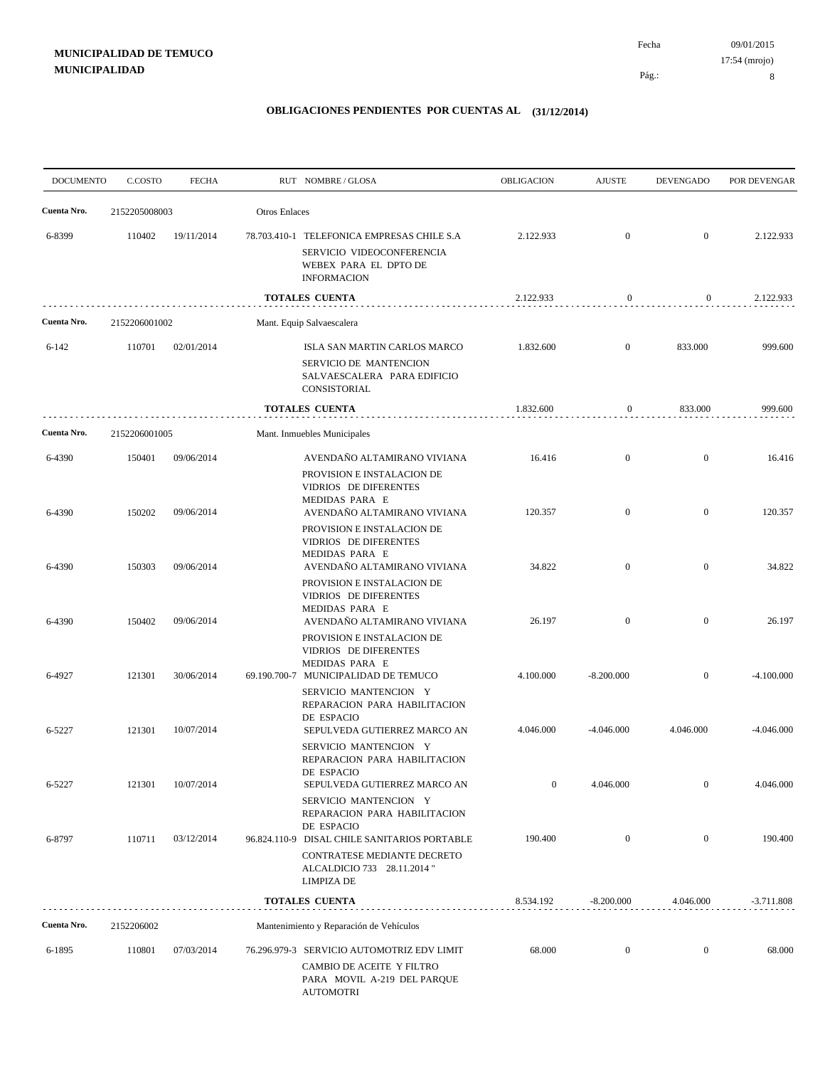**MUNICIPALIDAD DE TEMUCO**
**MUNICIPALIDAD**

Fecha 09/01/2015
17:54 (mrojo)

## OBLIGACIONES PENDIENTES POR CUENTAS AL (31/12/2014)

| DOCUMENTO | C.COSTO | FECHA | RUT NOMBRE / GLOSA | OBLIGACION | AJUSTE | DEVENGADO | POR DEVENGAR |
|---|---|---|---|---|---|---|---|
| **Cuenta Nro.** | 2152205008003 | | Otros Enlaces | | | | |
| 6-8399 | 110402 | 19/11/2014 | 78.703.410-1 TELEFONICA EMPRESAS CHILE S.A SERVICIO VIDEOCONFERENCIA WEBEX PARA EL DPTO DE INFORMACION | 2.122.933 | 0 | 0 | 2.122.933 |
| | | | **TOTALES CUENTA** | 2.122.933 | 0 | 0 | 2.122.933 |
| **Cuenta Nro.** | 2152206001002 | | Mant. Equip Salvaescalera | | | | |
| 6-142 | 110701 | 02/01/2014 | ISLA SAN MARTIN CARLOS MARCO SERVICIO DE MANTENCION SALVAESCALERA PARA EDIFICIO CONSISTORIAL | 1.832.600 | 0 | 833.000 | 999.600 |
| | | | **TOTALES CUENTA** | 1.832.600 | 0 | 833.000 | 999.600 |
| **Cuenta Nro.** | 2152206001005 | | Mant. Inmuebles Municipales | | | | |
| 6-4390 | 150401 | 09/06/2014 | AVENDAÑO ALTAMIRANO VIVIANA PROVISION E INSTALACION DE VIDRIOS DE DIFERENTES MEDIDAS PARA E | 16.416 | 0 | 0 | 16.416 |
| 6-4390 | 150202 | 09/06/2014 | AVENDAÑO ALTAMIRANO VIVIANA PROVISION E INSTALACION DE VIDRIOS DE DIFERENTES MEDIDAS PARA E | 120.357 | 0 | 0 | 120.357 |
| 6-4390 | 150303 | 09/06/2014 | AVENDAÑO ALTAMIRANO VIVIANA PROVISION E INSTALACION DE VIDRIOS DE DIFERENTES MEDIDAS PARA E | 34.822 | 0 | 0 | 34.822 |
| 6-4390 | 150402 | 09/06/2014 | AVENDAÑO ALTAMIRANO VIVIANA PROVISION E INSTALACION DE VIDRIOS DE DIFERENTES MEDIDAS PARA E | 26.197 | 0 | 0 | 26.197 |
| 6-4927 | 121301 | 30/06/2014 | 69.190.700-7 MUNICIPALIDAD DE TEMUCO SERVICIO MANTENCION Y REPARACION PARA HABILITACION DE ESPACIO | 4.100.000 | -8.200.000 | 0 | -4.100.000 |
| 6-5227 | 121301 | 10/07/2014 | SEPULVEDA GUTIERREZ MARCO AN SERVICIO MANTENCION Y REPARACION PARA HABILITACION DE ESPACIO | 4.046.000 | -4.046.000 | 4.046.000 | -4.046.000 |
| 6-5227 | 121301 | 10/07/2014 | SEPULVEDA GUTIERREZ MARCO AN SERVICIO MANTENCION Y REPARACION PARA HABILITACION DE ESPACIO | 0 | 4.046.000 | 0 | 4.046.000 |
| 6-8797 | 110711 | 03/12/2014 | 96.824.110-9 DISAL CHILE SANITARIOS PORTABLE CONTRATESE MEDIANTE DECRETO ALCALDICIO 733 28.11.2014 " LIMPIZA DE | 190.400 | 0 | 0 | 190.400 |
| | | | **TOTALES CUENTA** | 8.534.192 | -8.200.000 | 4.046.000 | -3.711.808 |
| **Cuenta Nro.** | 2152206002 | | Mantenimiento y Reparación de Vehículos | | | | |
| 6-1895 | 110801 | 07/03/2014 | 76.296.979-3 SERVICIO AUTOMOTRIZ EDV LIMIT CAMBIO DE ACEITE Y FILTRO PARA MOVIL A-219 DEL PARQUE AUTOMOTRI | 68.000 | 0 | 0 | 68.000 |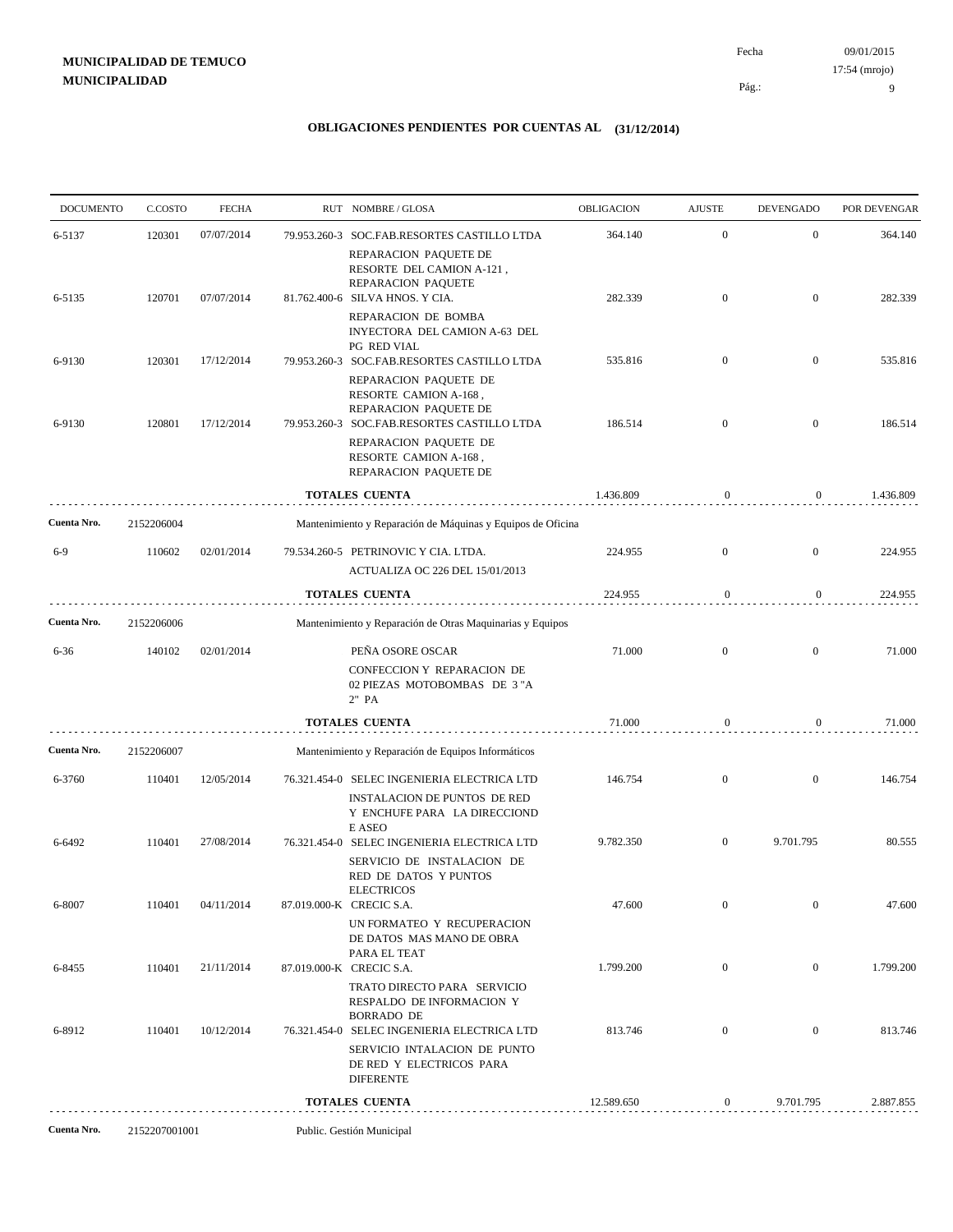**MUNICIPALIDAD DE TEMUCO**
**MUNICIPALIDAD**

Fecha 09/01/2015
17:54 (mrojo)

## OBLIGACIONES PENDIENTES POR CUENTAS AL (31/12/2014)

| DOCUMENTO | C.COSTO | FECHA | RUT NOMBRE / GLOSA | OBLIGACION | AJUSTE | DEVENGADO | POR DEVENGAR |
|---|---|---|---|---|---|---|---|
| 6-5137 | 120301 | 07/07/2014 | 79.953.260-3 SOC.FAB.RESORTES CASTILLO LTDA<br>REPARACION PAQUETE DE RESORTE DEL CAMION A-121 , REPARACION PAQUETE | 364.140 | 0 | 0 | 364.140 |
| 6-5135 | 120701 | 07/07/2014 | 81.762.400-6 SILVA HNOS. Y CIA.<br>REPARACION DE BOMBA INYECTORA DEL CAMION A-63 DEL PG RED VIAL | 282.339 | 0 | 0 | 282.339 |
| 6-9130 | 120301 | 17/12/2014 | 79.953.260-3 SOC.FAB.RESORTES CASTILLO LTDA<br>REPARACION PAQUETE DE RESORTE CAMION A-168 , REPARACION PAQUETE DE | 535.816 | 0 | 0 | 535.816 |
| 6-9130 | 120801 | 17/12/2014 | 79.953.260-3 SOC.FAB.RESORTES CASTILLO LTDA<br>REPARACION PAQUETE DE RESORTE CAMION A-168 , REPARACION PAQUETE DE | 186.514 | 0 | 0 | 186.514 |
| | | | **TOTALES CUENTA** | 1.436.809 | 0 | 0 | 1.436.809 |
| **Cuenta Nro.** | 2152206004 | | Mantenimiento y Reparación de Máquinas y Equipos de Oficina | | | | |
| 6-9 | 110602 | 02/01/2014 | 79.534.260-5 PETRINOVIC Y CIA. LTDA.<br>ACTUALIZA OC 226 DEL 15/01/2013 | 224.955 | 0 | 0 | 224.955 |
| | | | **TOTALES CUENTA** | 224.955 | 0 | 0 | 224.955 |
| **Cuenta Nro.** | 2152206006 | | Mantenimiento y Reparación de Otras Maquinarias y Equipos | | | | |
| 6-36 | 140102 | 02/01/2014 | PEÑA OSORE OSCAR<br>CONFECCION Y REPARACION DE 02 PIEZAS MOTOBOMBAS DE 3 "A 2" PA | 71.000 | 0 | 0 | 71.000 |
| | | | **TOTALES CUENTA** | 71.000 | 0 | 0 | 71.000 |
| **Cuenta Nro.** | 2152206007 | | Mantenimiento y Reparación de Equipos Informáticos | | | | |
| 6-3760 | 110401 | 12/05/2014 | 76.321.454-0 SELEC INGENIERIA ELECTRICA LTD<br>INSTALACION DE PUNTOS DE RED Y ENCHUFE PARA LA DIRECCIOND E ASEO | 146.754 | 0 | 0 | 146.754 |
| 6-6492 | 110401 | 27/08/2014 | 76.321.454-0 SELEC INGENIERIA ELECTRICA LTD<br>SERVICIO DE INSTALACION DE RED DE DATOS Y PUNTOS ELECTRICOS | 9.782.350 | 0 | 9.701.795 | 80.555 |
| 6-8007 | 110401 | 04/11/2014 | 87.019.000-K CRECIC S.A.<br>UN FORMATEO Y RECUPERACION DE DATOS MAS MANO DE OBRA PARA EL TEAT | 47.600 | 0 | 0 | 47.600 |
| 6-8455 | 110401 | 21/11/2014 | 87.019.000-K CRECIC S.A.<br>TRATO DIRECTO PARA SERVICIO RESPALDO DE INFORMACION Y BORRADO DE | 1.799.200 | 0 | 0 | 1.799.200 |
| 6-8912 | 110401 | 10/12/2014 | 76.321.454-0 SELEC INGENIERIA ELECTRICA LTD<br>SERVICIO INTALACION DE PUNTO DE RED Y ELECTRICOS PARA DIFERENTE | 813.746 | 0 | 0 | 813.746 |
| | | | **TOTALES CUENTA** | 12.589.650 | 0 | 9.701.795 | 2.887.855 |
| **Cuenta Nro.** | 2152207001001 | | Public. Gestión Municipal | | | | |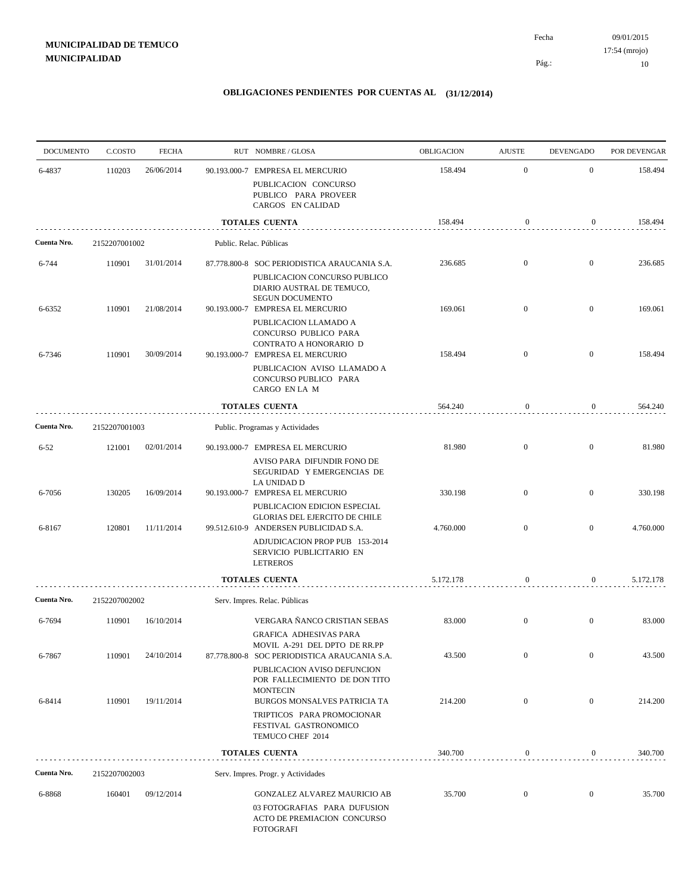**MUNICIPALIDAD DE TEMUCO**
**MUNICIPALIDAD**

Fecha 09/01/2015
17:54 (mrojo)

## OBLIGACIONES PENDIENTES POR CUENTAS AL (31/12/2014)

| DOCUMENTO | C.COSTO | FECHA | RUT | NOMBRE / GLOSA | OBLIGACION | AJUSTE | DEVENGADO | POR DEVENGAR |
|---|---|---|---|---|---|---|---|---|
| 6-4837 | 110203 | 26/06/2014 | 90.193.000-7 | EMPRESA EL MERCURIO<br>PUBLICACION CONCURSO PUBLICO PARA PROVEER CARGOS EN CALIDAD | 158.494 | 0 | 0 | 158.494 |
| | | | | **TOTALES CUENTA** | 158.494 | 0 | 0 | 158.494 |
| **Cuenta Nro.** | 2152207001002 | | | Public. Relac. Públicas | | | | |
| 6-744 | 110901 | 31/01/2014 | 87.778.800-8 | SOC PERIODISTICA ARAUCANIA S.A.<br>PUBLICACION CONCURSO PUBLICO DIARIO AUSTRAL DE TEMUCO, SEGUN DOCUMENTO | 236.685 | 0 | 0 | 236.685 |
| 6-6352 | 110901 | 21/08/2014 | 90.193.000-7 | EMPRESA EL MERCURIO<br>PUBLICACION LLAMADO A CONCURSO PUBLICO PARA CONTRATO A HONORARIO D | 169.061 | 0 | 0 | 169.061 |
| 6-7346 | 110901 | 30/09/2014 | 90.193.000-7 | EMPRESA EL MERCURIO<br>PUBLICACION AVISO LLAMADO A CONCURSO PUBLICO PARA CARGO EN LA M | 158.494 | 0 | 0 | 158.494 |
| | | | | **TOTALES CUENTA** | 564.240 | 0 | 0 | 564.240 |
| **Cuenta Nro.** | 2152207001003 | | | Public. Programas y Actividades | | | | |
| 6-52 | 121001 | 02/01/2014 | 90.193.000-7 | EMPRESA EL MERCURIO<br>AVISO PARA DIFUNDIR FONO DE SEGURIDAD Y EMERGENCIAS DE LA UNIDAD D | 81.980 | 0 | 0 | 81.980 |
| 6-7056 | 130205 | 16/09/2014 | 90.193.000-7 | EMPRESA EL MERCURIO<br>PUBLICACION EDICION ESPECIAL GLORIAS DEL EJERCITO DE CHILE | 330.198 | 0 | 0 | 330.198 |
| 6-8167 | 120801 | 11/11/2014 | 99.512.610-9 | ANDERSEN PUBLICIDAD S.A.<br>ADJUDICACION PROP PUB 153-2014 SERVICIO PUBLICITARIO EN LETREROS | 4.760.000 | 0 | 0 | 4.760.000 |
| | | | | **TOTALES CUENTA** | 5.172.178 | 0 | 0 | 5.172.178 |
| **Cuenta Nro.** | 2152207002002 | | | Serv. Impres. Relac. Públicas | | | | |
| 6-7694 | 110901 | 16/10/2014 | | VERGARA ÑANCO CRISTIAN SEBAS<br>GRAFICA ADHESIVAS PARA MOVIL A-291 DEL DPTO DE RR.PP | 83.000 | 0 | 0 | 83.000 |
| 6-7867 | 110901 | 24/10/2014 | 87.778.800-8 | SOC PERIODISTICA ARAUCANIA S.A.<br>PUBLICACION AVISO DEFUNCION POR FALLECIMIENTO DE DON TITO MONTECIN | 43.500 | 0 | 0 | 43.500 |
| 6-8414 | 110901 | 19/11/2014 | | BURGOS MONSALVES PATRICIA TA<br>TRIPTICOS PARA PROMOCIONAR FESTIVAL GASTRONOMICO TEMUCO CHEF 2014 | 214.200 | 0 | 0 | 214.200 |
| | | | | **TOTALES CUENTA** | 340.700 | 0 | 0 | 340.700 |
| **Cuenta Nro.** | 2152207002003 | | | Serv. Impres. Progr. y Actividades | | | | |
| 6-8868 | 160401 | 09/12/2014 | | GONZALEZ ALVAREZ MAURICIO AB<br>03 FOTOGRAFIAS PARA DUFUSION ACTO DE PREMIACION CONCURSO FOTOGRAFI | 35.700 | 0 | 0 | 35.700 |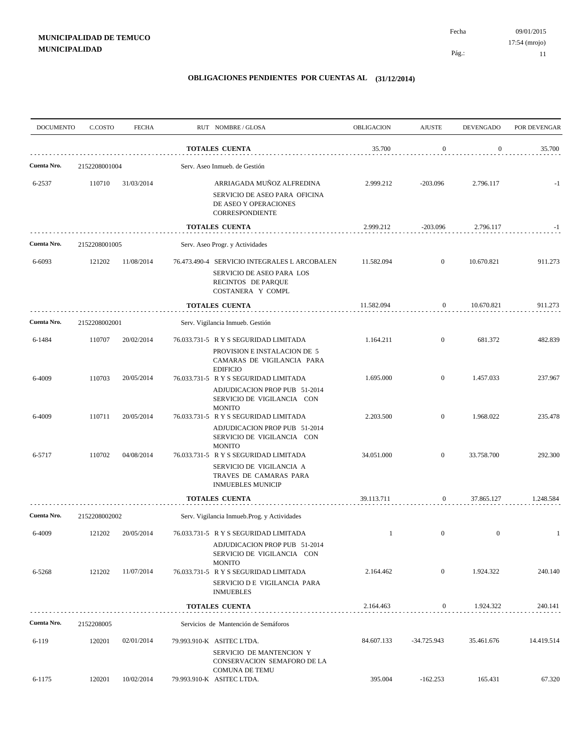**MUNICIPALIDAD DE TEMUCO**
**MUNICIPALIDAD**

Fecha 09/01/2015
17:54 (mrojo)

# OBLIGACIONES PENDIENTES POR CUENTAS AL (31/12/2014)

| DOCUMENTO | C.COSTO | FECHA | RUT NOMBRE / GLOSA | OBLIGACION | AJUSTE | DEVENGADO | POR DEVENGAR |
|---|---|---|---|---|---|---|---|
| | | | **TOTALES CUENTA** | 35.700 | 0 | 0 | 35.700 |
| **Cuenta Nro.** | 2152208001004 | | Serv. Aseo Inmueb. de Gestión | | | | |
| 6-2537 | 110710 | 31/03/2014 | ARRIAGADA MUÑOZ ALFREDINA<br>SERVICIO DE ASEO PARA OFICINA DE ASEO Y OPERACIONES CORRESPONDIENTE | 2.999.212 | -203.096 | 2.796.117 | -1 |
| | | | **TOTALES CUENTA** | 2.999.212 | -203.096 | 2.796.117 | -1 |
| **Cuenta Nro.** | 2152208001005 | | Serv. Aseo Progr. y Actividades | | | | |
| 6-6093 | 121202 | 11/08/2014 | 76.473.490-4 SERVICIO INTEGRALES L ARCOBALEN<br>SERVICIO DE ASEO PARA LOS RECINTOS DE PARQUE COSTANERA Y COMPL | 11.582.094 | 0 | 10.670.821 | 911.273 |
| | | | **TOTALES CUENTA** | 11.582.094 | 0 | 10.670.821 | 911.273 |
| **Cuenta Nro.** | 2152208002001 | | Serv. Vigilancia Inmueb. Gestión | | | | |
| 6-1484 | 110707 | 20/02/2014 | 76.033.731-5 R Y S SEGURIDAD LIMITADA<br>PROVISION E INSTALACION DE 5 CAMARAS DE VIGILANCIA PARA EDIFICIO | 1.164.211 | 0 | 681.372 | 482.839 |
| 6-4009 | 110703 | 20/05/2014 | 76.033.731-5 R Y S SEGURIDAD LIMITADA<br>ADJUDICACION PROP PUB 51-2014 SERVICIO DE VIGILANCIA CON MONITO | 1.695.000 | 0 | 1.457.033 | 237.967 |
| 6-4009 | 110711 | 20/05/2014 | 76.033.731-5 R Y S SEGURIDAD LIMITADA<br>ADJUDICACION PROP PUB 51-2014 SERVICIO DE VIGILANCIA CON MONITO | 2.203.500 | 0 | 1.968.022 | 235.478 |
| 6-5717 | 110702 | 04/08/2014 | 76.033.731-5 R Y S SEGURIDAD LIMITADA<br>SERVICIO DE VIGILANCIA A TRAVES DE CAMARAS PARA INMUEBLES MUNICIP | 34.051.000 | 0 | 33.758.700 | 292.300 |
| | | | **TOTALES CUENTA** | 39.113.711 | 0 | 37.865.127 | 1.248.584 |
| **Cuenta Nro.** | 2152208002002 | | Serv. Vigilancia Inmueb.Prog. y Actividades | | | | |
| 6-4009 | 121202 | 20/05/2014 | 76.033.731-5 R Y S SEGURIDAD LIMITADA<br>ADJUDICACION PROP PUB 51-2014 SERVICIO DE VIGILANCIA CON MONITO | 1 | 0 | 0 | 1 |
| 6-5268 | 121202 | 11/07/2014 | 76.033.731-5 R Y S SEGURIDAD LIMITADA<br>SERVICIO D E VIGILANCIA PARA INMUEBLES | 2.164.462 | 0 | 1.924.322 | 240.140 |
| | | | **TOTALES CUENTA** | 2.164.463 | 0 | 1.924.322 | 240.141 |
| **Cuenta Nro.** | 2152208005 | | Servicios de Mantención de Semáforos | | | | |
| 6-119 | 120201 | 02/01/2014 | 79.993.910-K ASITEC LTDA.<br>SERVICIO DE MANTENCION Y CONSERVACION SEMAFORO DE LA COMUNA DE TEMU | 84.607.133 | -34.725.943 | 35.461.676 | 14.419.514 |
| 6-1175 | 120201 | 10/02/2014 | 79.993.910-K ASITEC LTDA. | 395.004 | -162.253 | 165.431 | 67.320 |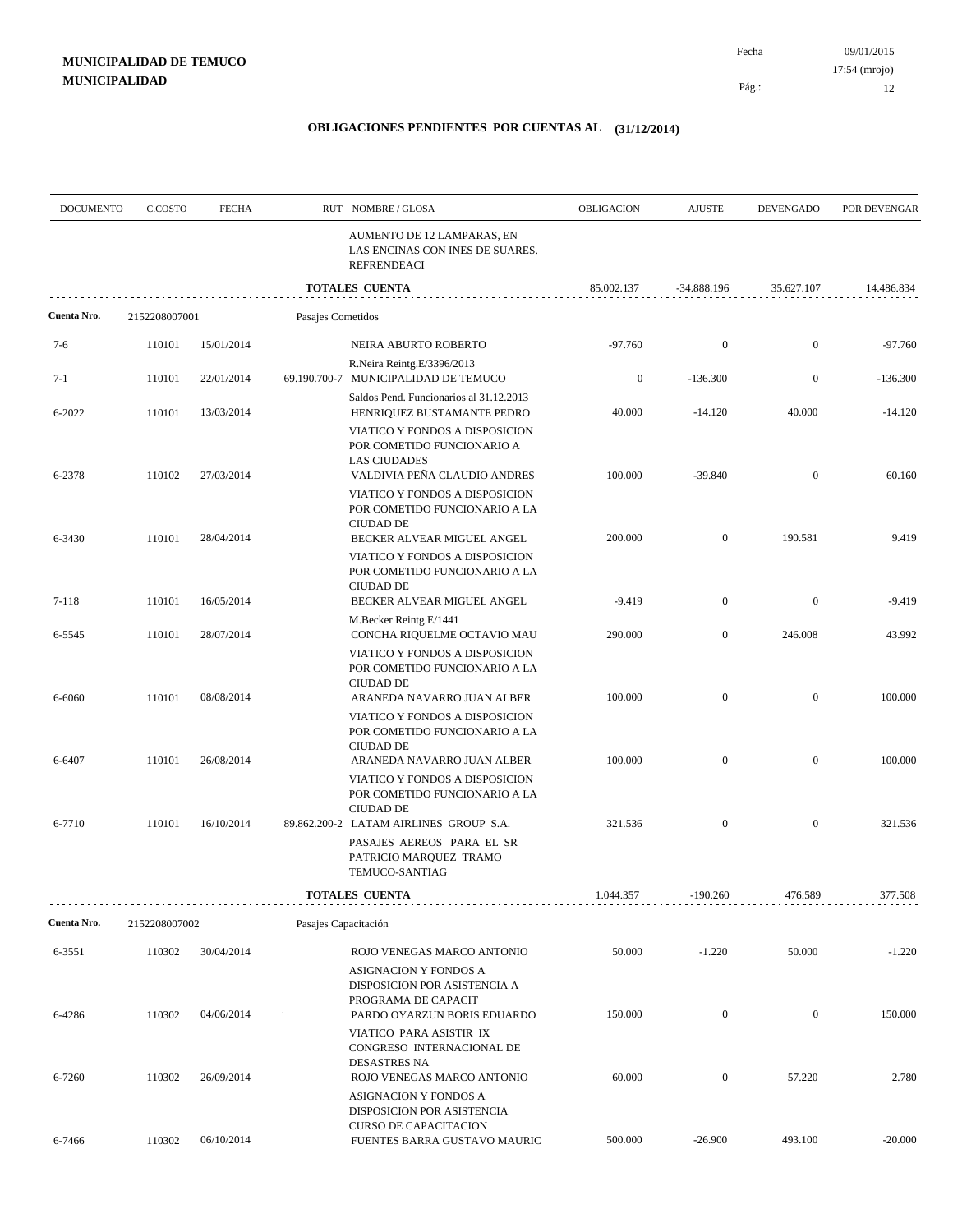**MUNICIPALIDAD DE TEMUCO**
**MUNICIPALIDAD**

Fecha 09/01/2015
17:54 (mrojo)

## OBLIGACIONES PENDIENTES POR CUENTAS AL (31/12/2014)

| DOCUMENTO | C.COSTO | FECHA | RUT | NOMBRE / GLOSA | OBLIGACION | AJUSTE | DEVENGADO | POR DEVENGAR |
|---|---|---|---|---|---|---|---|---|
| | | | | AUMENTO DE 12 LAMPARAS, EN LAS ENCINAS CON INES DE SUARES. REFRENDEACI | | | | |
| | | | | **TOTALES CUENTA** | 85.002.137 | -34.888.196 | 35.627.107 | 14.486.834 |
| **Cuenta Nro.** | 2152208007001 | | Pasajes Cometidos | | | | | |
| 7-6 | 110101 | 15/01/2014 | | NEIRA ABURTO ROBERTO | -97.760 | 0 | 0 | -97.760 |
| | | | | R.Neira Reintg.E/3396/2013 | | | | |
| 7-1 | 110101 | 22/01/2014 | 69.190.700-7 | MUNICIPALIDAD DE TEMUCO | 0 | -136.300 | 0 | -136.300 |
| | | | | Saldos Pend. Funcionarios al 31.12.2013 | | | | |
| 6-2022 | 110101 | 13/03/2014 | | HENRIQUEZ BUSTAMANTE PEDRO | 40.000 | -14.120 | 40.000 | -14.120 |
| | | | | VIATICO Y FONDOS A DISPOSICION POR COMETIDO FUNCIONARIO A LAS CIUDADES | | | | |
| 6-2378 | 110102 | 27/03/2014 | | VALDIVIA PEÑA CLAUDIO ANDRES | 100.000 | -39.840 | 0 | 60.160 |
| | | | | VIATICO Y FONDOS A DISPOSICION POR COMETIDO FUNCIONARIO A LA CIUDAD DE | | | | |
| 6-3430 | 110101 | 28/04/2014 | | BECKER ALVEAR MIGUEL ANGEL | 200.000 | 0 | 190.581 | 9.419 |
| | | | | VIATICO Y FONDOS A DISPOSICION POR COMETIDO FUNCIONARIO A LA CIUDAD DE | | | | |
| 7-118 | 110101 | 16/05/2014 | | BECKER ALVEAR MIGUEL ANGEL | -9.419 | 0 | 0 | -9.419 |
| | | | | M.Becker Reintg.E/1441 | | | | |
| 6-5545 | 110101 | 28/07/2014 | | CONCHA RIQUELME OCTAVIO MAU | 290.000 | 0 | 246.008 | 43.992 |
| | | | | VIATICO Y FONDOS A DISPOSICION POR COMETIDO FUNCIONARIO A LA CIUDAD DE | | | | |
| 6-6060 | 110101 | 08/08/2014 | | ARANEDA NAVARRO JUAN ALBER | 100.000 | 0 | 0 | 100.000 |
| | | | | VIATICO Y FONDOS A DISPOSICION POR COMETIDO FUNCIONARIO A LA CIUDAD DE | | | | |
| 6-6407 | 110101 | 26/08/2014 | | ARANEDA NAVARRO JUAN ALBER | 100.000 | 0 | 0 | 100.000 |
| | | | | VIATICO Y FONDOS A DISPOSICION POR COMETIDO FUNCIONARIO A LA CIUDAD DE | | | | |
| 6-7710 | 110101 | 16/10/2014 | 89.862.200-2 | LATAM AIRLINES GROUP S.A. | 321.536 | 0 | 0 | 321.536 |
| | | | | PASAJES AEREOS PARA EL SR PATRICIO MARQUEZ TRAMO TEMUCO-SANTIAG | | | | |
| | | | | **TOTALES CUENTA** | 1.044.357 | -190.260 | 476.589 | 377.508 |
| **Cuenta Nro.** | 2152208007002 | | Pasajes Capacitación | | | | | |
| 6-3551 | 110302 | 30/04/2014 | | ROJO VENEGAS MARCO ANTONIO | 50.000 | -1.220 | 50.000 | -1.220 |
| | | | | ASIGNACION Y FONDOS A DISPOSICION POR ASISTENCIA A PROGRAMA DE CAPACIT | | | | |
| 6-4286 | 110302 | 04/06/2014 | : | PARDO OYARZUN BORIS EDUARDO | 150.000 | 0 | 0 | 150.000 |
| | | | | VIATICO PARA ASISTIR IX CONGRESO INTERNACIONAL DE DESASTRES NA | | | | |
| 6-7260 | 110302 | 26/09/2014 | | ROJO VENEGAS MARCO ANTONIO | 60.000 | 0 | 57.220 | 2.780 |
| | | | | ASIGNACION Y FONDOS A DISPOSICION POR ASISTENCIA CURSO DE CAPACITACION | | | | |
| 6-7466 | 110302 | 06/10/2014 | | FUENTES BARRA GUSTAVO MAURIC | 500.000 | -26.900 | 493.100 | -20.000 |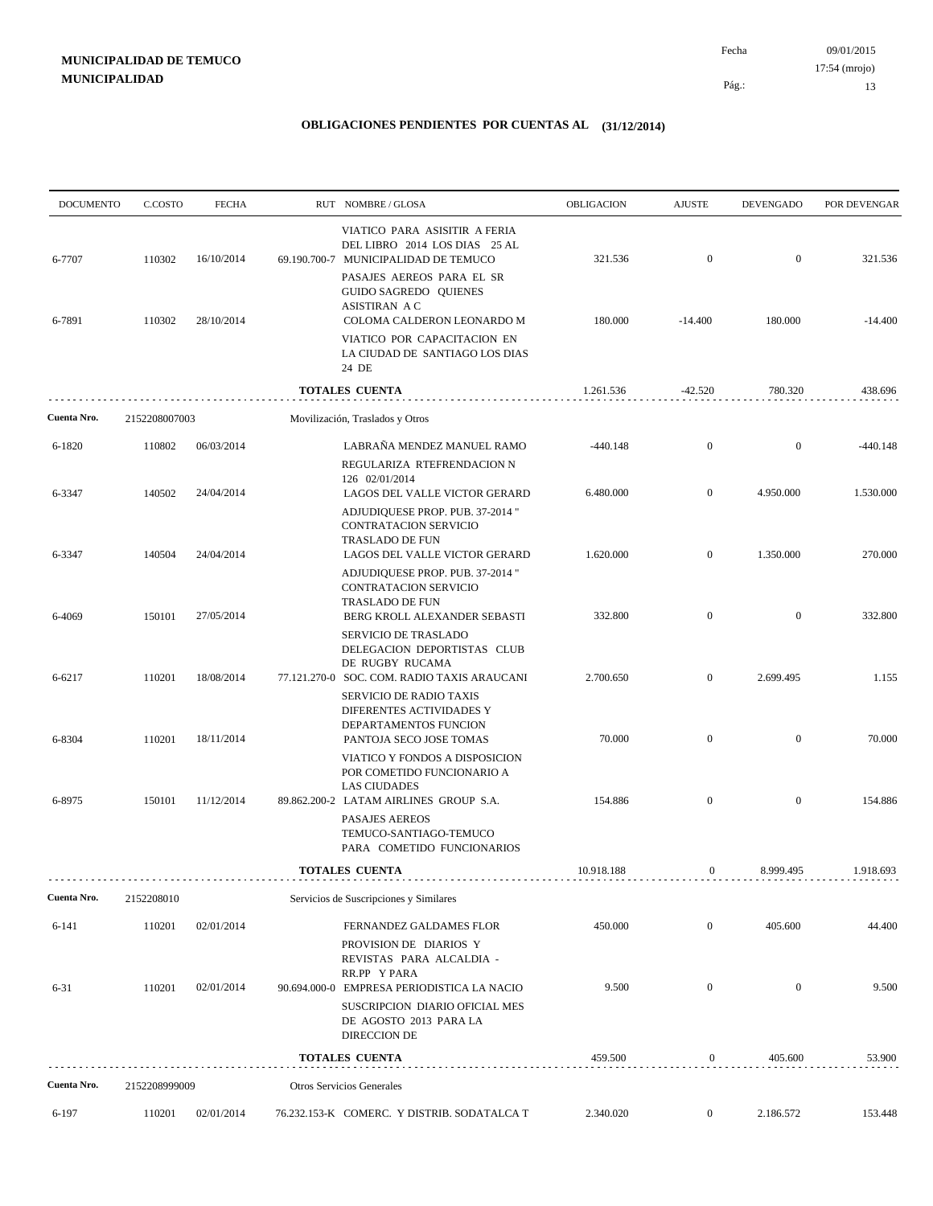**MUNICIPALIDAD DE TEMUCO**
**MUNICIPALIDAD**

Fecha 09/01/2015
17:54 (mrojo)

## OBLIGACIONES PENDIENTES POR CUENTAS AL (31/12/2014)

| DOCUMENTO | C.COSTO | FECHA | RUT NOMBRE / GLOSA | OBLIGACION | AJUSTE | DEVENGADO | POR DEVENGAR |
|---|---|---|---|---|---|---|---|
| | | | VIATICO PARA ASISITIR A FERIA DEL LIBRO 2014 LOS DIAS 25 AL | | | | |
| 6-7707 | 110302 | 16/10/2014 | 69.190.700-7 MUNICIPALIDAD DE TEMUCO | 321.536 | 0 | 0 | 321.536 |
| | | | PASAJES AEREOS PARA EL SR GUIDO SAGREDO QUIENES ASISTIRAN A C | | | | |
| 6-7891 | 110302 | 28/10/2014 | COLOMA CALDERON LEONARDO M | 180.000 | -14.400 | 180.000 | -14.400 |
| | | | VIATICO POR CAPACITACION EN LA CIUDAD DE SANTIAGO LOS DIAS 24 DE | | | | |
| | | | **TOTALES CUENTA** | 1.261.536 | -42.520 | 780.320 | 438.696 |
| **Cuenta Nro.** | 2152208007003 | | Movilización, Traslados y Otros | | | | |
| 6-1820 | 110802 | 06/03/2014 | LABRAÑA MENDEZ MANUEL RAMO | -440.148 | 0 | 0 | -440.148 |
| | | | REGULARIZA RTEFRENDACION N 126 02/01/2014 | | | | |
| 6-3347 | 140502 | 24/04/2014 | LAGOS DEL VALLE VICTOR GERARD | 6.480.000 | 0 | 4.950.000 | 1.530.000 |
| | | | ADJUDIQUESE PROP. PUB. 37-2014 " CONTRATACION SERVICIO TRASLADO DE FUN | | | | |
| 6-3347 | 140504 | 24/04/2014 | LAGOS DEL VALLE VICTOR GERARD | 1.620.000 | 0 | 1.350.000 | 270.000 |
| | | | ADJUDIQUESE PROP. PUB. 37-2014 " CONTRATACION SERVICIO TRASLADO DE FUN | | | | |
| 6-4069 | 150101 | 27/05/2014 | BERG KROLL ALEXANDER SEBASTI | 332.800 | 0 | 0 | 332.800 |
| | | | SERVICIO DE TRASLADO DELEGACION DEPORTISTAS CLUB DE RUGBY RUCAMA | | | | |
| 6-6217 | 110201 | 18/08/2014 | 77.121.270-0 SOC. COM. RADIO TAXIS ARAUCANI | 2.700.650 | 0 | 2.699.495 | 1.155 |
| | | | SERVICIO DE RADIO TAXIS DIFERENTES ACTIVIDADES Y DEPARTAMENTOS FUNCION | | | | |
| 6-8304 | 110201 | 18/11/2014 | PANTOJA SECO JOSE TOMAS | 70.000 | 0 | 0 | 70.000 |
| | | | VIATICO Y FONDOS A DISPOSICION POR COMETIDO FUNCIONARIO A LAS CIUDADES | | | | |
| 6-8975 | 150101 | 11/12/2014 | 89.862.200-2 LATAM AIRLINES GROUP S.A. | 154.886 | 0 | 0 | 154.886 |
| | | | PASAJES AEREOS TEMUCO-SANTIAGO-TEMUCO PARA COMETIDO FUNCIONARIOS | | | | |
| | | | **TOTALES CUENTA** | 10.918.188 | 0 | 8.999.495 | 1.918.693 |
| **Cuenta Nro.** | 2152208010 | | Servicios de Suscripciones y Similares | | | | |
| 6-141 | 110201 | 02/01/2014 | FERNANDEZ GALDAMES FLOR | 450.000 | 0 | 405.600 | 44.400 |
| | | | PROVISION DE DIARIOS Y REVISTAS PARA ALCALDIA - RR.PP Y PARA | | | | |
| 6-31 | 110201 | 02/01/2014 | 90.694.000-0 EMPRESA PERIODISTICA LA NACIO | 9.500 | 0 | 0 | 9.500 |
| | | | SUSCRIPCION DIARIO OFICIAL MES DE AGOSTO 2013 PARA LA DIRECCION DE | | | | |
| | | | **TOTALES CUENTA** | 459.500 | 0 | 405.600 | 53.900 |
| **Cuenta Nro.** | 2152208999009 | | Otros Servicios Generales | | | | |
| 6-197 | 110201 | 02/01/2014 | 76.232.153-K COMERC. Y DISTRIB. SODATALCA T | 2.340.020 | 0 | 2.186.572 | 153.448 |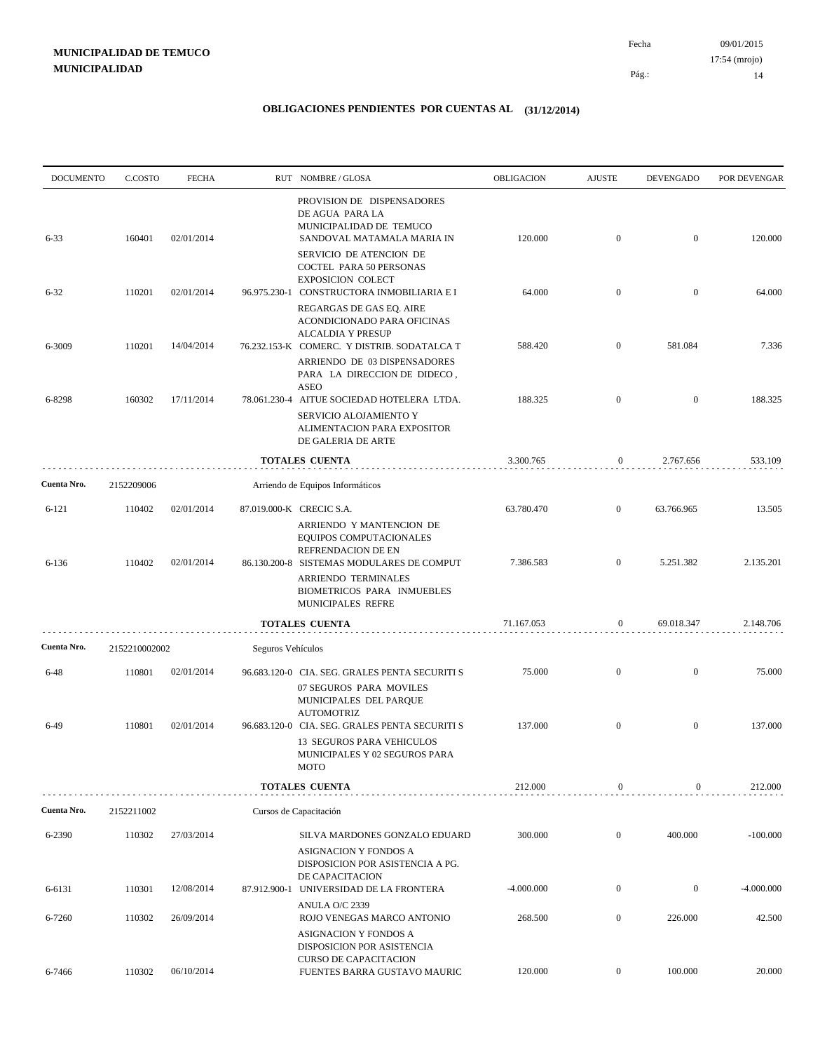**MUNICIPALIDAD DE TEMUCO**
**MUNICIPALIDAD**

Fecha 09/01/2015
17:54 (mrojo)

## OBLIGACIONES PENDIENTES POR CUENTAS AL (31/12/2014)

| DOCUMENTO | C.COSTO | FECHA | RUT | NOMBRE / GLOSA | OBLIGACION | AJUSTE | DEVENGADO | POR DEVENGAR |
|---|---|---|---|---|---|---|---|---|
| | | | | PROVISION DE DISPENSADORES DE AGUA PARA LA MUNICIPALIDAD DE TEMUCO | | | | |
| 6-33 | 160401 | 02/01/2014 | | SANDOVAL MATAMALA MARIA IN | 120.000 | 0 | 0 | 120.000 |
| | | | | SERVICIO DE ATENCION DE COCTEL PARA 50 PERSONAS EXPOSICION COLECT | | | | |
| 6-32 | 110201 | 02/01/2014 | 96.975.230-1 | CONSTRUCTORA INMOBILIARIA E I | 64.000 | 0 | 0 | 64.000 |
| | | | | REGARGAS DE GAS EQ. AIRE ACONDICIONADO PARA OFICINAS ALCALDIA Y PRESUP | | | | |
| 6-3009 | 110201 | 14/04/2014 | 76.232.153-K | COMERC. Y DISTRIB. SODATALCA T | 588.420 | 0 | 581.084 | 7.336 |
| | | | | ARRIENDO DE 03 DISPENSADORES PARA LA DIRECCION DE DIDECO , ASEO | | | | |
| 6-8298 | 160302 | 17/11/2014 | 78.061.230-4 | AITUE SOCIEDAD HOTELERA LTDA. | 188.325 | 0 | 0 | 188.325 |
| | | | | SERVICIO ALOJAMIENTO Y ALIMENTACION PARA EXPOSITOR DE GALERIA DE ARTE | | | | |
| | | | | **TOTALES CUENTA** | 3.300.765 | 0 | 2.767.656 | 533.109 |
| **Cuenta Nro.** | 2152209006 | | | Arriendo de Equipos Informáticos | | | | |
| 6-121 | 110402 | 02/01/2014 | 87.019.000-K | CRECIC S.A. | 63.780.470 | 0 | 63.766.965 | 13.505 |
| | | | | ARRIENDO Y MANTENCION DE EQUIPOS COMPUTACIONALES REFRENDACION DE EN | | | | |
| 6-136 | 110402 | 02/01/2014 | 86.130.200-8 | SISTEMAS MODULARES DE COMPUT | 7.386.583 | 0 | 5.251.382 | 2.135.201 |
| | | | | ARRIENDO TERMINALES BIOMETRICOS PARA INMUEBLES MUNICIPALES REFRE | | | | |
| | | | | **TOTALES CUENTA** | 71.167.053 | 0 | 69.018.347 | 2.148.706 |
| **Cuenta Nro.** | 2152210002002 | | | Seguros Vehículos | | | | |
| 6-48 | 110801 | 02/01/2014 | 96.683.120-0 | CIA. SEG. GRALES PENTA SECURITI S | 75.000 | 0 | 0 | 75.000 |
| | | | | 07 SEGUROS PARA MOVILES MUNICIPALES DEL PARQUE AUTOMOTRIZ | | | | |
| 6-49 | 110801 | 02/01/2014 | 96.683.120-0 | CIA. SEG. GRALES PENTA SECURITI S | 137.000 | 0 | 0 | 137.000 |
| | | | | 13 SEGUROS PARA VEHICULOS MUNICIPALES Y 02 SEGUROS PARA MOTO | | | | |
| | | | | **TOTALES CUENTA** | 212.000 | 0 | 0 | 212.000 |
| **Cuenta Nro.** | 2152211002 | | | Cursos de Capacitación | | | | |
| 6-2390 | 110302 | 27/03/2014 | | SILVA MARDONES GONZALO EDUARD | 300.000 | 0 | 400.000 | -100.000 |
| | | | | ASIGNACION Y FONDOS A DISPOSICION POR ASISTENCIA A PG. DE CAPACITACION | | | | |
| 6-6131 | 110301 | 12/08/2014 | 87.912.900-1 | UNIVERSIDAD DE LA FRONTERA | -4.000.000 | 0 | 0 | -4.000.000 |
| | | | | ANULA O/C 2339 | | | | |
| 6-7260 | 110302 | 26/09/2014 | | ROJO VENEGAS MARCO ANTONIO | 268.500 | 0 | 226.000 | 42.500 |
| | | | | ASIGNACION Y FONDOS A DISPOSICION POR ASISTENCIA CURSO DE CAPACITACION | | | | |
| 6-7466 | 110302 | 06/10/2014 | | FUENTES BARRA GUSTAVO MAURIC | 120.000 | 0 | 100.000 | 20.000 |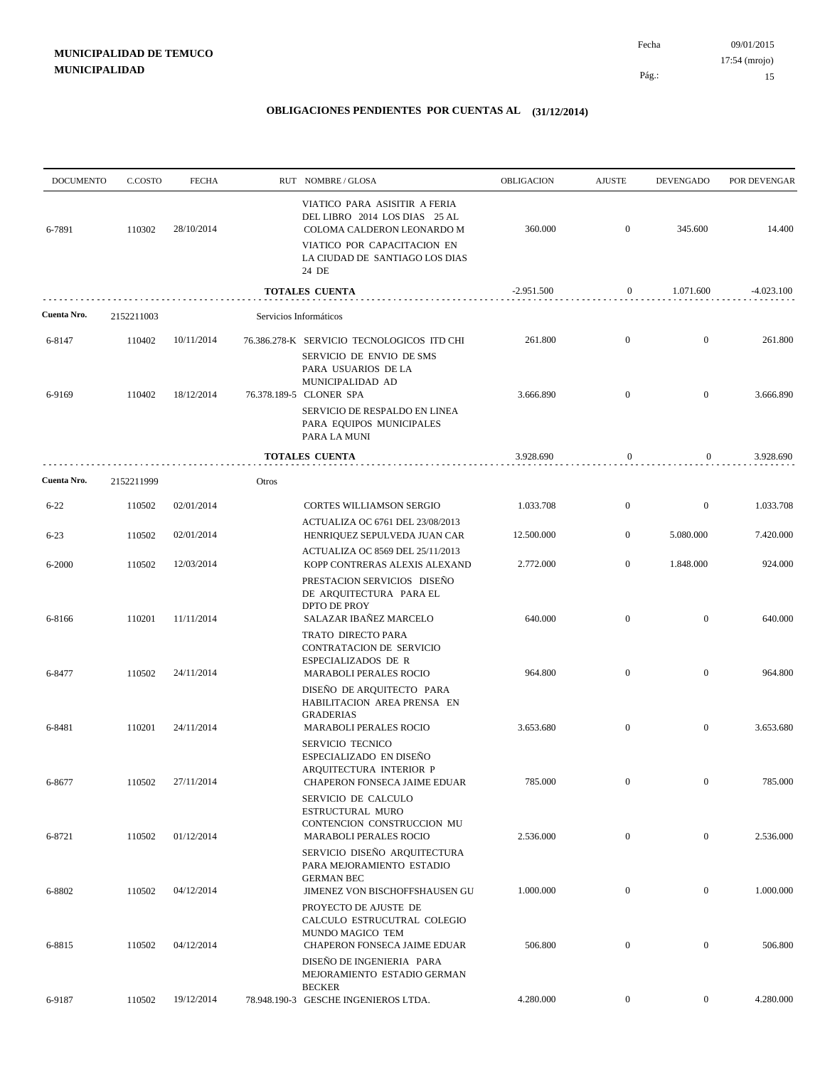**MUNICIPALIDAD DE TEMUCO**
**MUNICIPALIDAD**

Fecha 09/01/2015
17:54 (mrojo)

## OBLIGACIONES PENDIENTES POR CUENTAS AL (31/12/2014)

| DOCUMENTO | C.COSTO | FECHA | RUT | NOMBRE / GLOSA | OBLIGACION | AJUSTE | DEVENGADO | POR DEVENGAR |
|---|---|---|---|---|---|---|---|---|
| | | | | VIATICO PARA ASISITIR A FERIA DEL LIBRO 2014 LOS DIAS 25 AL | | | | |
| 6-7891 | 110302 | 28/10/2014 | | COLOMA CALDERON LEONARDO M | 360.000 | 0 | 345.600 | 14.400 |
| | | | | VIATICO POR CAPACITACION EN LA CIUDAD DE SANTIAGO LOS DIAS 24 DE | | | | |
| | | | | **TOTALES CUENTA** | -2.951.500 | 0 | 1.071.600 | -4.023.100 |
| **Cuenta Nro.** | 2152211003 | | Servicios Informáticos | | | | | |
| 6-8147 | 110402 | 10/11/2014 | 76.386.278-K | SERVICIO TECNOLOGICOS ITD CHI | 261.800 | 0 | 0 | 261.800 |
| | | | | SERVICIO DE ENVIO DE SMS PARA USUARIOS DE LA MUNICIPALIDAD AD | | | | |
| 6-9169 | 110402 | 18/12/2014 | 76.378.189-5 | CLONER SPA | 3.666.890 | 0 | 0 | 3.666.890 |
| | | | | SERVICIO DE RESPALDO EN LINEA PARA EQUIPOS MUNICIPALES PARA LA MUNI | | | | |
| | | | | **TOTALES CUENTA** | 3.928.690 | 0 | 0 | 3.928.690 |
| **Cuenta Nro.** | 2152211999 | | Otros | | | | | |
| 6-22 | 110502 | 02/01/2014 | | CORTES WILLIAMSON SERGIO | 1.033.708 | 0 | 0 | 1.033.708 |
| | | | | ACTUALIZA OC 6761 DEL 23/08/2013 | | | | |
| 6-23 | 110502 | 02/01/2014 | | HENRIQUEZ SEPULVEDA JUAN CAR | 12.500.000 | 0 | 5.080.000 | 7.420.000 |
| | | | | ACTUALIZA OC 8569 DEL 25/11/2013 | | | | |
| 6-2000 | 110502 | 12/03/2014 | | KOPP CONTRERAS ALEXIS ALEXAND | 2.772.000 | 0 | 1.848.000 | 924.000 |
| | | | | PRESTACION SERVICIOS DISEÑO DE ARQUITECTURA PARA EL DPTO DE PROY | | | | |
| 6-8166 | 110201 | 11/11/2014 | | SALAZAR IBAÑEZ MARCELO | 640.000 | 0 | 0 | 640.000 |
| | | | | TRATO DIRECTO PARA CONTRATACION DE SERVICIO ESPECIALIZADOS DE R | | | | |
| 6-8477 | 110502 | 24/11/2014 | | MARABOLI PERALES ROCIO | 964.800 | 0 | 0 | 964.800 |
| | | | | DISEÑO DE ARQUITECTO PARA HABILITACION AREA PRENSA EN GRADERIAS | | | | |
| 6-8481 | 110201 | 24/11/2014 | | MARABOLI PERALES ROCIO | 3.653.680 | 0 | 0 | 3.653.680 |
| | | | | SERVICIO TECNICO ESPECIALIZADO EN DISEÑO ARQUITECTURA INTERIOR P | | | | |
| 6-8677 | 110502 | 27/11/2014 | | CHAPERON FONSECA JAIME EDUAR | 785.000 | 0 | 0 | 785.000 |
| | | | | SERVICIO DE CALCULO ESTRUCTURAL MURO CONTENCION CONSTRUCCION MU | | | | |
| 6-8721 | 110502 | 01/12/2014 | | MARABOLI PERALES ROCIO | 2.536.000 | 0 | 0 | 2.536.000 |
| | | | | SERVICIO DISEÑO ARQUITECTURA PARA MEJORAMIENTO ESTADIO GERMAN BEC | | | | |
| 6-8802 | 110502 | 04/12/2014 | | JIMENEZ VON BISCHOFFSHAUSEN GU | 1.000.000 | 0 | 0 | 1.000.000 |
| | | | | PROYECTO DE AJUSTE DE CALCULO ESTRUCUTRAL COLEGIO MUNDO MAGICO TEM | | | | |
| 6-8815 | 110502 | 04/12/2014 | | CHAPERON FONSECA JAIME EDUAR | 506.800 | 0 | 0 | 506.800 |
| | | | | DISEÑO DE INGENIERIA PARA MEJORAMIENTO ESTADIO GERMAN BECKER | | | | |
| 6-9187 | 110502 | 19/12/2014 | 78.948.190-3 | GESCHE INGENIEROS LTDA. | 4.280.000 | 0 | 0 | 4.280.000 |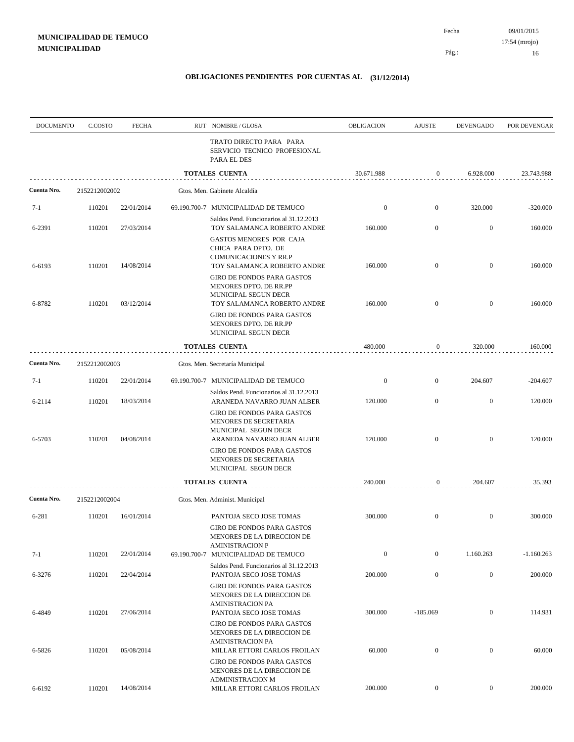**MUNICIPALIDAD DE TEMUCO**
**MUNICIPALIDAD**

Fecha 09/01/2015
17:54 (mrojo)
Pág.: 16

## OBLIGACIONES PENDIENTES POR CUENTAS AL (31/12/2014)

| DOCUMENTO | C.COSTO | FECHA | RUT | NOMBRE / GLOSA | OBLIGACION | AJUSTE | DEVENGADO | POR DEVENGAR |
|---|---|---|---|---|---|---|---|---|
| | | | | TRATO DIRECTO PARA PARA SERVICIO TECNICO PROFESIONAL PARA EL DES | | | | |
| | | | | **TOTALES CUENTA** | 30.671.988 | 0 | 6.928.000 | 23.743.988 |
| **Cuenta Nro.** | 2152212002002 | | | Gtos. Men. Gabinete Alcaldía | | | | |
| 7-1 | 110201 | 22/01/2014 | 69.190.700-7 | MUNICIPALIDAD DE TEMUCO | 0 | 0 | 320.000 | -320.000 |
| | | | | Saldos Pend. Funcionarios al 31.12.2013 | | | | |
| 6-2391 | 110201 | 27/03/2014 | | TOY SALAMANCA ROBERTO ANDRE | 160.000 | 0 | 0 | 160.000 |
| | | | | GASTOS MENORES POR CAJA CHICA PARA DPTO. DE COMUNICACIONES Y RR.P | | | | |
| 6-6193 | 110201 | 14/08/2014 | | TOY SALAMANCA ROBERTO ANDRE | 160.000 | 0 | 0 | 160.000 |
| | | | | GIRO DE FONDOS PARA GASTOS MENORES DPTO. DE RR.PP MUNICIPAL SEGUN DECR | | | | |
| 6-8782 | 110201 | 03/12/2014 | | TOY SALAMANCA ROBERTO ANDRE | 160.000 | 0 | 0 | 160.000 |
| | | | | GIRO DE FONDOS PARA GASTOS MENORES DPTO. DE RR.PP MUNICIPAL SEGUN DECR | | | | |
| | | | | **TOTALES CUENTA** | 480.000 | 0 | 320.000 | 160.000 |
| **Cuenta Nro.** | 2152212002003 | | | Gtos. Men. Secretaría Municipal | | | | |
| 7-1 | 110201 | 22/01/2014 | 69.190.700-7 | MUNICIPALIDAD DE TEMUCO | 0 | 0 | 204.607 | -204.607 |
| | | | | Saldos Pend. Funcionarios al 31.12.2013 | | | | |
| 6-2114 | 110201 | 18/03/2014 | | ARANEDA NAVARRO JUAN ALBER | 120.000 | 0 | 0 | 120.000 |
| | | | | GIRO DE FONDOS PARA GASTOS MENORES DE SECRETARIA MUNICIPAL SEGUN DECR | | | | |
| 6-5703 | 110201 | 04/08/2014 | | ARANEDA NAVARRO JUAN ALBER | 120.000 | 0 | 0 | 120.000 |
| | | | | GIRO DE FONDOS PARA GASTOS MENORES DE SECRETARIA MUNICIPAL SEGUN DECR | | | | |
| | | | | **TOTALES CUENTA** | 240.000 | 0 | 204.607 | 35.393 |
| **Cuenta Nro.** | 2152212002004 | | | Gtos. Men. Administ. Municipal | | | | |
| 6-281 | 110201 | 16/01/2014 | | PANTOJA SECO JOSE TOMAS | 300.000 | 0 | 0 | 300.000 |
| | | | | GIRO DE FONDOS PARA GASTOS MENORES DE LA DIRECCION DE AMINISTRACION P | | | | |
| 7-1 | 110201 | 22/01/2014 | 69.190.700-7 | MUNICIPALIDAD DE TEMUCO | 0 | 0 | 1.160.263 | -1.160.263 |
| | | | | Saldos Pend. Funcionarios al 31.12.2013 | | | | |
| 6-3276 | 110201 | 22/04/2014 | | PANTOJA SECO JOSE TOMAS | 200.000 | 0 | 0 | 200.000 |
| | | | | GIRO DE FONDOS PARA GASTOS MENORES DE LA DIRECCION DE AMINISTRACION PA | | | | |
| 6-4849 | 110201 | 27/06/2014 | | PANTOJA SECO JOSE TOMAS | 300.000 | -185.069 | 0 | 114.931 |
| | | | | GIRO DE FONDOS PARA GASTOS MENORES DE LA DIRECCION DE AMINISTRACION PA | | | | |
| 6-5826 | 110201 | 05/08/2014 | | MILLAR ETTORI CARLOS FROILAN | 60.000 | 0 | 0 | 60.000 |
| | | | | GIRO DE FONDOS PARA GASTOS MENORES DE LA DIRECCION DE ADMINISTRACION M | | | | |
| 6-6192 | 110201 | 14/08/2014 | | MILLAR ETTORI CARLOS FROILAN | 200.000 | 0 | 0 | 200.000 |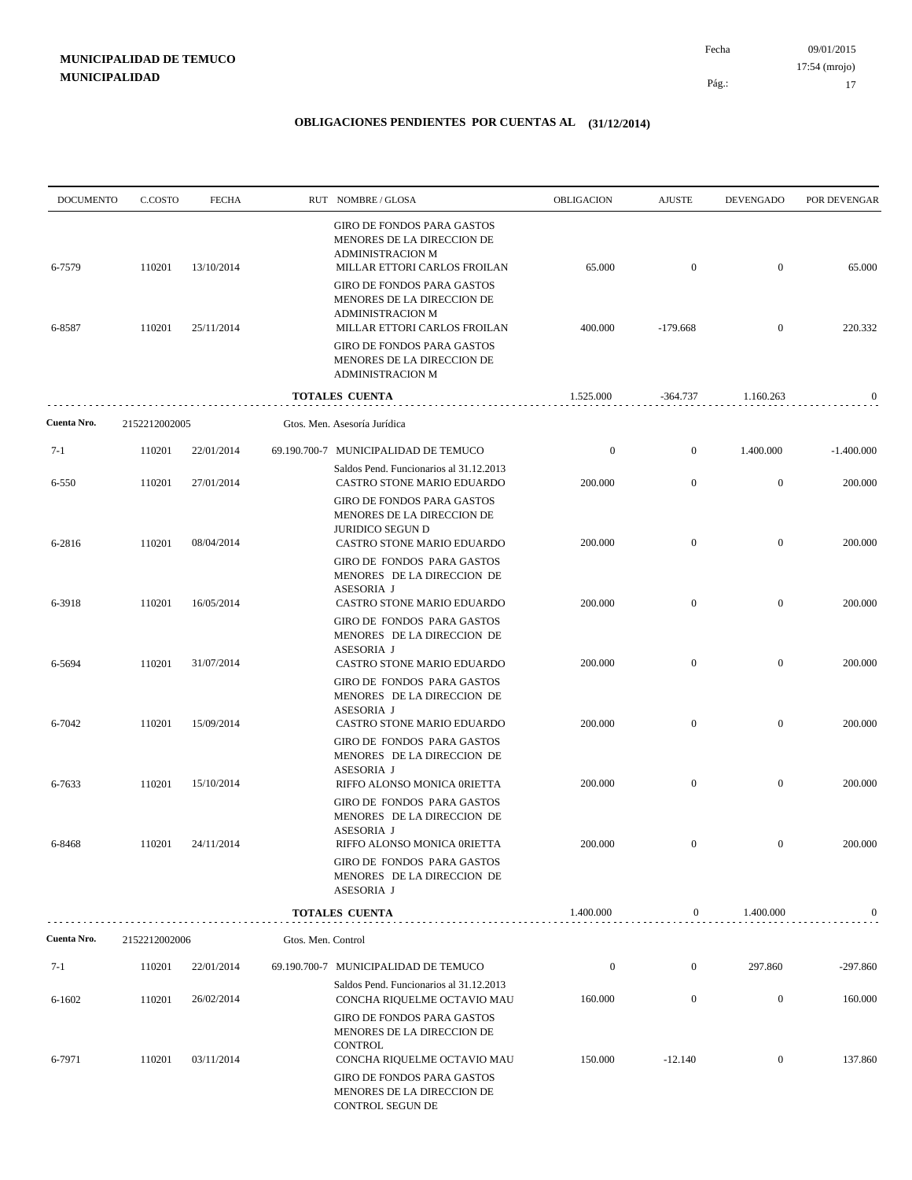**MUNICIPALIDAD DE TEMUCO**
**MUNICIPALIDAD**

Fecha 09/01/2015
17:54 (mrojo)

## OBLIGACIONES PENDIENTES POR CUENTAS AL (31/12/2014)

| DOCUMENTO | C.COSTO | FECHA | RUT NOMBRE / GLOSA | OBLIGACION | AJUSTE | DEVENGADO | POR DEVENGAR |
|---|---|---|---|---|---|---|---|
| | | | GIRO DE FONDOS PARA GASTOS MENORES DE LA DIRECCION DE ADMINISTRACION M | | | | |
| 6-7579 | 110201 | 13/10/2014 | MILLAR ETTORI CARLOS FROILAN | 65.000 | 0 | 0 | 65.000 |
| | | | GIRO DE FONDOS PARA GASTOS MENORES DE LA DIRECCION DE ADMINISTRACION M | | | | |
| 6-8587 | 110201 | 25/11/2014 | MILLAR ETTORI CARLOS FROILAN | 400.000 | -179.668 | 0 | 220.332 |
| | | | GIRO DE FONDOS PARA GASTOS MENORES DE LA DIRECCION DE ADMINISTRACION M | | | | |
| | | | **TOTALES CUENTA** | 1.525.000 | -364.737 | 1.160.263 | 0 |
| **Cuenta Nro.** | 2152212002005 | | Gtos. Men. Asesoría Jurídica | | | | |
| 7-1 | 110201 | 22/01/2014 | 69.190.700-7 MUNICIPALIDAD DE TEMUCO | 0 | 0 | 1.400.000 | -1.400.000 |
| | | | Saldos Pend. Funcionarios al 31.12.2013 | | | | |
| 6-550 | 110201 | 27/01/2014 | CASTRO STONE MARIO EDUARDO | 200.000 | 0 | 0 | 200.000 |
| | | | GIRO DE FONDOS PARA GASTOS MENORES DE LA DIRECCION DE JURIDICO SEGUN D | | | | |
| 6-2816 | 110201 | 08/04/2014 | CASTRO STONE MARIO EDUARDO | 200.000 | 0 | 0 | 200.000 |
| | | | GIRO DE FONDOS PARA GASTOS MENORES DE LA DIRECCION DE ASESORIA J | | | | |
| 6-3918 | 110201 | 16/05/2014 | CASTRO STONE MARIO EDUARDO | 200.000 | 0 | 0 | 200.000 |
| | | | GIRO DE FONDOS PARA GASTOS MENORES DE LA DIRECCION DE ASESORIA J | | | | |
| 6-5694 | 110201 | 31/07/2014 | CASTRO STONE MARIO EDUARDO | 200.000 | 0 | 0 | 200.000 |
| | | | GIRO DE FONDOS PARA GASTOS MENORES DE LA DIRECCION DE ASESORIA J | | | | |
| 6-7042 | 110201 | 15/09/2014 | CASTRO STONE MARIO EDUARDO | 200.000 | 0 | 0 | 200.000 |
| | | | GIRO DE FONDOS PARA GASTOS MENORES DE LA DIRECCION DE ASESORIA J | | | | |
| 6-7633 | 110201 | 15/10/2014 | RIFFO ALONSO MONICA 0RIETTA | 200.000 | 0 | 0 | 200.000 |
| | | | GIRO DE FONDOS PARA GASTOS MENORES DE LA DIRECCION DE ASESORIA J | | | | |
| 6-8468 | 110201 | 24/11/2014 | RIFFO ALONSO MONICA 0RIETTA | 200.000 | 0 | 0 | 200.000 |
| | | | GIRO DE FONDOS PARA GASTOS MENORES DE LA DIRECCION DE ASESORIA J | | | | |
| | | | **TOTALES CUENTA** | 1.400.000 | 0 | 1.400.000 | 0 |
| **Cuenta Nro.** | 2152212002006 | | Gtos. Men. Control | | | | |
| 7-1 | 110201 | 22/01/2014 | 69.190.700-7 MUNICIPALIDAD DE TEMUCO | 0 | 0 | 297.860 | -297.860 |
| | | | Saldos Pend. Funcionarios al 31.12.2013 | | | | |
| 6-1602 | 110201 | 26/02/2014 | CONCHA RIQUELME OCTAVIO MAU | 160.000 | 0 | 0 | 160.000 |
| | | | GIRO DE FONDOS PARA GASTOS MENORES DE LA DIRECCION DE CONTROL | | | | |
| 6-7971 | 110201 | 03/11/2014 | CONCHA RIQUELME OCTAVIO MAU | 150.000 | -12.140 | 0 | 137.860 |
| | | | GIRO DE FONDOS PARA GASTOS MENORES DE LA DIRECCION DE CONTROL SEGUN DE | | | | |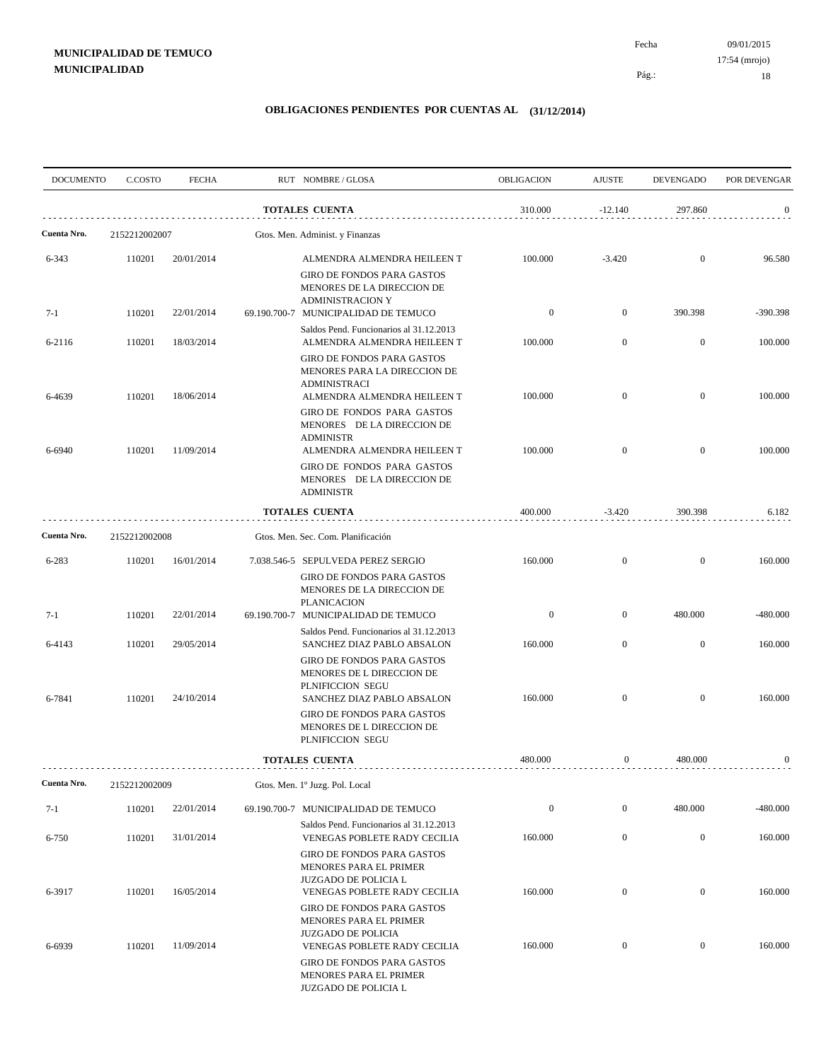**MUNICIPALIDAD DE TEMUCO**
**MUNICIPALIDAD**

Fecha 09/01/2015
17:54 (mrojo)
Pág.: 18

## OBLIGACIONES PENDIENTES POR CUENTAS AL (31/12/2014)

| DOCUMENTO | C.COSTO | FECHA | RUT | NOMBRE / GLOSA | OBLIGACION | AJUSTE | DEVENGADO | POR DEVENGAR |
|---|---|---|---|---|---|---|---|---|
| | | | | **TOTALES CUENTA** | 310.000 | -12.140 | 297.860 | 0 |
| **Cuenta Nro.** | 2152212002007 | | | Gtos. Men. Administ. y Finanzas | | | | |
| 6-343 | 110201 | 20/01/2014 | | ALMENDRA ALMENDRA HEILEEN T<br>GIRO DE FONDOS PARA GASTOS MENORES DE LA DIRECCION DE ADMINISTRACION Y | 100.000 | -3.420 | 0 | 96.580 |
| 7-1 | 110201 | 22/01/2014 | 69.190.700-7 | MUNICIPALIDAD DE TEMUCO<br>Saldos Pend. Funcionarios al 31.12.2013 | 0 | 0 | 390.398 | -390.398 |
| 6-2116 | 110201 | 18/03/2014 | | ALMENDRA ALMENDRA HEILEEN T<br>GIRO DE FONDOS PARA GASTOS MENORES PARA LA DIRECCION DE ADMINISTRACI | 100.000 | 0 | 0 | 100.000 |
| 6-4639 | 110201 | 18/06/2014 | | ALMENDRA ALMENDRA HEILEEN T<br>GIRO DE FONDOS PARA GASTOS MENORES DE LA DIRECCION DE ADMINISTR | 100.000 | 0 | 0 | 100.000 |
| 6-6940 | 110201 | 11/09/2014 | | ALMENDRA ALMENDRA HEILEEN T<br>GIRO DE FONDOS PARA GASTOS MENORES DE LA DIRECCION DE ADMINISTR | 100.000 | 0 | 0 | 100.000 |
| | | | | **TOTALES CUENTA** | 400.000 | -3.420 | 390.398 | 6.182 |
| **Cuenta Nro.** | 2152212002008 | | | Gtos. Men. Sec. Com. Planificación | | | | |
| 6-283 | 110201 | 16/01/2014 | 7.038.546-5 | SEPULVEDA PEREZ SERGIO<br>GIRO DE FONDOS PARA GASTOS MENORES DE LA DIRECCION DE PLANICACION | 160.000 | 0 | 0 | 160.000 |
| 7-1 | 110201 | 22/01/2014 | 69.190.700-7 | MUNICIPALIDAD DE TEMUCO<br>Saldos Pend. Funcionarios al 31.12.2013 | 0 | 0 | 480.000 | -480.000 |
| 6-4143 | 110201 | 29/05/2014 | | SANCHEZ DIAZ PABLO ABSALON<br>GIRO DE FONDOS PARA GASTOS MENORES DE L DIRECCION DE PLNIFICCION SEGU | 160.000 | 0 | 0 | 160.000 |
| 6-7841 | 110201 | 24/10/2014 | | SANCHEZ DIAZ PABLO ABSALON<br>GIRO DE FONDOS PARA GASTOS MENORES DE L DIRECCION DE PLNIFICCION SEGU | 160.000 | 0 | 0 | 160.000 |
| | | | | **TOTALES CUENTA** | 480.000 | 0 | 480.000 | 0 |
| **Cuenta Nro.** | 2152212002009 | | | Gtos. Men. 1º Juzg. Pol. Local | | | | |
| 7-1 | 110201 | 22/01/2014 | 69.190.700-7 | MUNICIPALIDAD DE TEMUCO<br>Saldos Pend. Funcionarios al 31.12.2013 | 0 | 0 | 480.000 | -480.000 |
| 6-750 | 110201 | 31/01/2014 | | VENEGAS POBLETE RADY CECILIA<br>GIRO DE FONDOS PARA GASTOS MENORES PARA EL PRIMER JUZGADO DE POLICIA L | 160.000 | 0 | 0 | 160.000 |
| 6-3917 | 110201 | 16/05/2014 | | VENEGAS POBLETE RADY CECILIA<br>GIRO DE FONDOS PARA GASTOS MENORES PARA EL PRIMER JUZGADO DE POLICIA | 160.000 | 0 | 0 | 160.000 |
| 6-6939 | 110201 | 11/09/2014 | | VENEGAS POBLETE RADY CECILIA<br>GIRO DE FONDOS PARA GASTOS MENORES PARA EL PRIMER JUZGADO DE POLICIA L | 160.000 | 0 | 0 | 160.000 |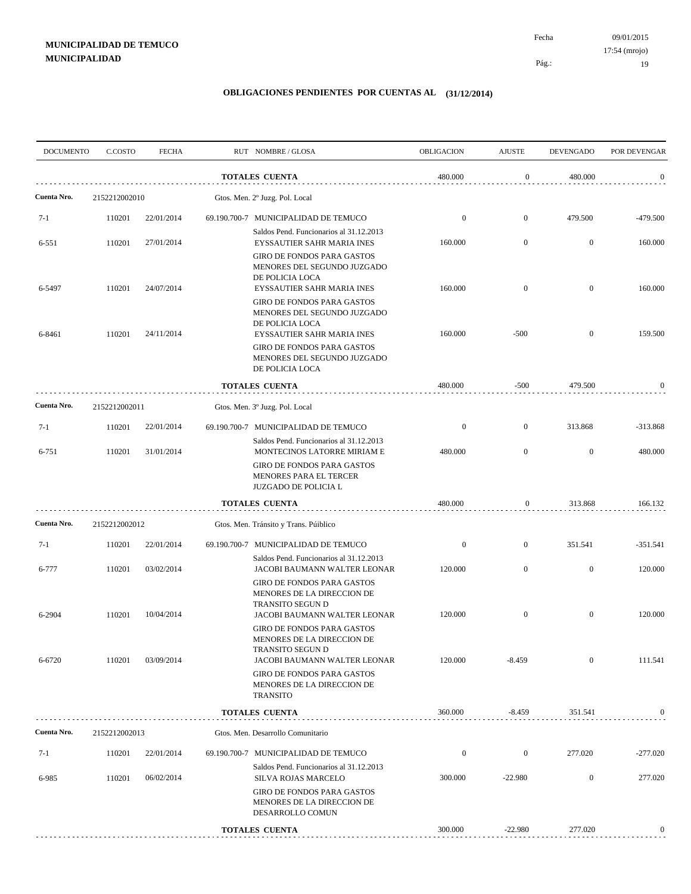**MUNICIPALIDAD DE TEMUCO**
**MUNICIPALIDAD**

Fecha 09/01/2015
17:54 (mrojo)

## OBLIGACIONES PENDIENTES POR CUENTAS AL (31/12/2014)

| DOCUMENTO | C.COSTO | FECHA | RUT NOMBRE / GLOSA | OBLIGACION | AJUSTE | DEVENGADO | POR DEVENGAR |
|---|---|---|---|---|---|---|---|
| | | | **TOTALES CUENTA** | 480.000 | 0 | 480.000 | 0 |
| **Cuenta Nro.** | 2152212002010 | | Gtos. Men. 2º Juzg. Pol. Local | | | | |
| 7-1 | 110201 | 22/01/2014 | 69.190.700-7 MUNICIPALIDAD DE TEMUCO<br>Saldos Pend. Funcionarios al 31.12.2013 | 0 | 0 | 479.500 | -479.500 |
| 6-551 | 110201 | 27/01/2014 | EYSSAUTIER SAHR MARIA INES<br>GIRO DE FONDOS PARA GASTOS MENORES DEL SEGUNDO JUZGADO DE POLICIA LOCA | 160.000 | 0 | 0 | 160.000 |
| 6-5497 | 110201 | 24/07/2014 | EYSSAUTIER SAHR MARIA INES<br>GIRO DE FONDOS PARA GASTOS MENORES DEL SEGUNDO JUZGADO DE POLICIA LOCA | 160.000 | 0 | 0 | 160.000 |
| 6-8461 | 110201 | 24/11/2014 | EYSSAUTIER SAHR MARIA INES<br>GIRO DE FONDOS PARA GASTOS MENORES DEL SEGUNDO JUZGADO DE POLICIA LOCA | 160.000 | -500 | 0 | 159.500 |
| | | | **TOTALES CUENTA** | 480.000 | -500 | 479.500 | 0 |
| **Cuenta Nro.** | 2152212002011 | | Gtos. Men. 3º Juzg. Pol. Local | | | | |
| 7-1 | 110201 | 22/01/2014 | 69.190.700-7 MUNICIPALIDAD DE TEMUCO<br>Saldos Pend. Funcionarios al 31.12.2013 | 0 | 0 | 313.868 | -313.868 |
| 6-751 | 110201 | 31/01/2014 | MONTECINOS LATORRE MIRIAM E<br>GIRO DE FONDOS PARA GASTOS MENORES PARA EL TERCER JUZGADO DE POLICIA L | 480.000 | 0 | 0 | 480.000 |
| | | | **TOTALES CUENTA** | 480.000 | 0 | 313.868 | 166.132 |
| **Cuenta Nro.** | 2152212002012 | | Gtos. Men. Tránsito y Trans. Púiblico | | | | |
| 7-1 | 110201 | 22/01/2014 | 69.190.700-7 MUNICIPALIDAD DE TEMUCO<br>Saldos Pend. Funcionarios al 31.12.2013 | 0 | 0 | 351.541 | -351.541 |
| 6-777 | 110201 | 03/02/2014 | JACOBI BAUMANN WALTER LEONAR<br>GIRO DE FONDOS PARA GASTOS MENORES DE LA DIRECCION DE TRANSITO SEGUN D | 120.000 | 0 | 0 | 120.000 |
| 6-2904 | 110201 | 10/04/2014 | JACOBI BAUMANN WALTER LEONAR<br>GIRO DE FONDOS PARA GASTOS MENORES DE LA DIRECCION DE TRANSITO SEGUN D | 120.000 | 0 | 0 | 120.000 |
| 6-6720 | 110201 | 03/09/2014 | JACOBI BAUMANN WALTER LEONAR<br>GIRO DE FONDOS PARA GASTOS MENORES DE LA DIRECCION DE TRANSITO | 120.000 | -8.459 | 0 | 111.541 |
| | | | **TOTALES CUENTA** | 360.000 | -8.459 | 351.541 | 0 |
| **Cuenta Nro.** | 2152212002013 | | Gtos. Men. Desarrollo Comunitario | | | | |
| 7-1 | 110201 | 22/01/2014 | 69.190.700-7 MUNICIPALIDAD DE TEMUCO<br>Saldos Pend. Funcionarios al 31.12.2013 | 0 | 0 | 277.020 | -277.020 |
| 6-985 | 110201 | 06/02/2014 | SILVA ROJAS MARCELO<br>GIRO DE FONDOS PARA GASTOS MENORES DE LA DIRECCION DE DESARROLLO COMUN | 300.000 | -22.980 | 0 | 277.020 |
| | | | **TOTALES CUENTA** | 300.000 | -22.980 | 277.020 | 0 |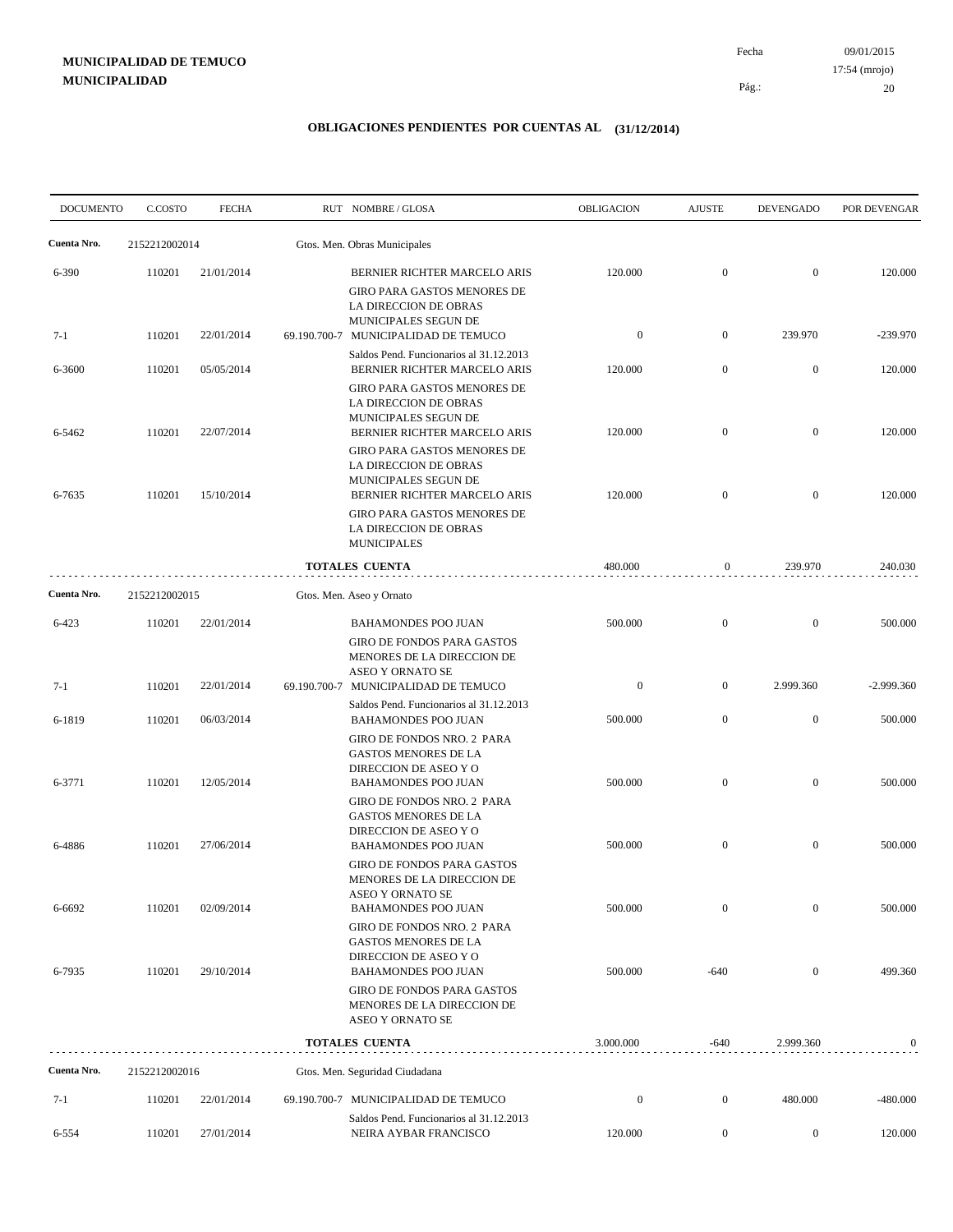**MUNICIPALIDAD DE TEMUCO**
**MUNICIPALIDAD**

Fecha 09/01/2015
17:54 (mrojo)

## OBLIGACIONES PENDIENTES POR CUENTAS AL (31/12/2014)

| DOCUMENTO | C.COSTO | FECHA | RUT | NOMBRE / GLOSA | OBLIGACION | AJUSTE | DEVENGADO | POR DEVENGAR |
|---|---|---|---|---|---|---|---|---|
| **Cuenta Nro.** | 2152212002014 | | | Gtos. Men. Obras Municipales | | | | |
| 6-390 | 110201 | 21/01/2014 | | BERNIER RICHTER MARCELO ARIS<br>GIRO PARA GASTOS MENORES DE LA DIRECCION DE OBRAS MUNICIPALES SEGUN DE | 120.000 | 0 | 0 | 120.000 |
| 7-1 | 110201 | 22/01/2014 | 69.190.700-7 | MUNICIPALIDAD DE TEMUCO<br>Saldos Pend. Funcionarios al 31.12.2013 | 0 | 0 | 239.970 | -239.970 |
| 6-3600 | 110201 | 05/05/2014 | | BERNIER RICHTER MARCELO ARIS<br>GIRO PARA GASTOS MENORES DE LA DIRECCION DE OBRAS MUNICIPALES SEGUN DE | 120.000 | 0 | 0 | 120.000 |
| 6-5462 | 110201 | 22/07/2014 | | BERNIER RICHTER MARCELO ARIS<br>GIRO PARA GASTOS MENORES DE LA DIRECCION DE OBRAS MUNICIPALES SEGUN DE | 120.000 | 0 | 0 | 120.000 |
| 6-7635 | 110201 | 15/10/2014 | | BERNIER RICHTER MARCELO ARIS<br>GIRO PARA GASTOS MENORES DE LA DIRECCION DE OBRAS MUNICIPALES | 120.000 | 0 | 0 | 120.000 |
| | | | | **TOTALES CUENTA** | 480.000 | 0 | 239.970 | 240.030 |
| **Cuenta Nro.** | 2152212002015 | | | Gtos. Men. Aseo y Ornato | | | | |
| 6-423 | 110201 | 22/01/2014 | | BAHAMONDES POO JUAN<br>GIRO DE FONDOS PARA GASTOS MENORES DE LA DIRECCION DE ASEO Y ORNATO SE | 500.000 | 0 | 0 | 500.000 |
| 7-1 | 110201 | 22/01/2014 | 69.190.700-7 | MUNICIPALIDAD DE TEMUCO<br>Saldos Pend. Funcionarios al 31.12.2013 | 0 | 0 | 2.999.360 | -2.999.360 |
| 6-1819 | 110201 | 06/03/2014 | | BAHAMONDES POO JUAN<br>GIRO DE FONDOS NRO. 2 PARA GASTOS MENORES DE LA DIRECCION DE ASEO Y O | 500.000 | 0 | 0 | 500.000 |
| 6-3771 | 110201 | 12/05/2014 | | BAHAMONDES POO JUAN<br>GIRO DE FONDOS NRO. 2 PARA GASTOS MENORES DE LA DIRECCION DE ASEO Y O | 500.000 | 0 | 0 | 500.000 |
| 6-4886 | 110201 | 27/06/2014 | | BAHAMONDES POO JUAN<br>GIRO DE FONDOS PARA GASTOS MENORES DE LA DIRECCION DE ASEO Y ORNATO SE | 500.000 | 0 | 0 | 500.000 |
| 6-6692 | 110201 | 02/09/2014 | | BAHAMONDES POO JUAN<br>GIRO DE FONDOS NRO. 2 PARA GASTOS MENORES DE LA DIRECCION DE ASEO Y O | 500.000 | 0 | 0 | 500.000 |
| 6-7935 | 110201 | 29/10/2014 | | BAHAMONDES POO JUAN<br>GIRO DE FONDOS PARA GASTOS MENORES DE LA DIRECCION DE ASEO Y ORNATO SE | 500.000 | -640 | 0 | 499.360 |
| | | | | **TOTALES CUENTA** | 3.000.000 | -640 | 2.999.360 | 0 |
| **Cuenta Nro.** | 2152212002016 | | | Gtos. Men. Seguridad Ciudadana | | | | |
| 7-1 | 110201 | 22/01/2014 | 69.190.700-7 | MUNICIPALIDAD DE TEMUCO<br>Saldos Pend. Funcionarios al 31.12.2013 | 0 | 0 | 480.000 | -480.000 |
| 6-554 | 110201 | 27/01/2014 | | NEIRA AYBAR FRANCISCO | 120.000 | 0 | 0 | 120.000 |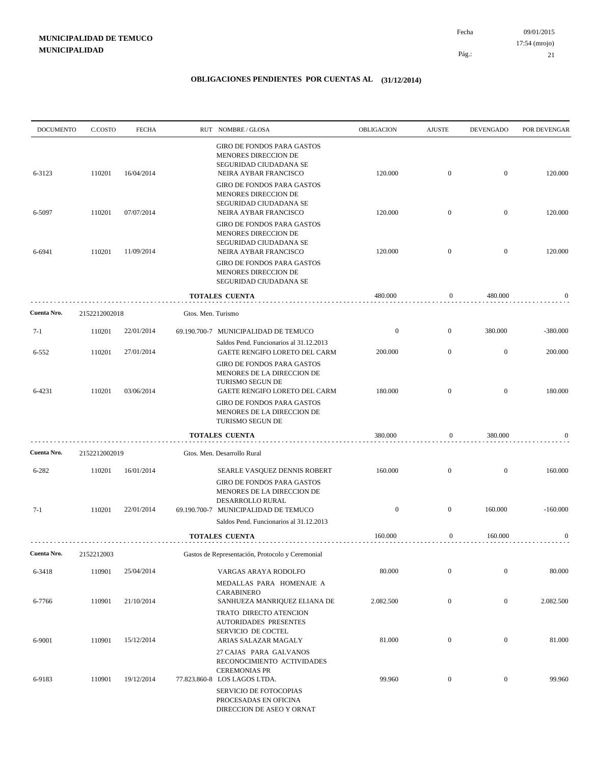**MUNICIPALIDAD DE TEMUCO**
**MUNICIPALIDAD**

Fecha 09/01/2015
17:54 (mrojo)

## OBLIGACIONES PENDIENTES POR CUENTAS AL (31/12/2014)

| DOCUMENTO | C.COSTO | FECHA | RUT | NOMBRE / GLOSA | OBLIGACION | AJUSTE | DEVENGADO | POR DEVENGAR |
|---|---|---|---|---|---|---|---|---|
| | | | | GIRO DE FONDOS PARA GASTOS MENORES DIRECCION DE SEGURIDAD CIUDADANA SE | | | | |
| 6-3123 | 110201 | 16/04/2014 | | NEIRA AYBAR FRANCISCO | 120.000 | 0 | 0 | 120.000 |
| | | | | GIRO DE FONDOS PARA GASTOS MENORES DIRECCION DE SEGURIDAD CIUDADANA SE | | | | |
| 6-5097 | 110201 | 07/07/2014 | | NEIRA AYBAR FRANCISCO | 120.000 | 0 | 0 | 120.000 |
| | | | | GIRO DE FONDOS PARA GASTOS MENORES DIRECCION DE SEGURIDAD CIUDADANA SE | | | | |
| 6-6941 | 110201 | 11/09/2014 | | NEIRA AYBAR FRANCISCO | 120.000 | 0 | 0 | 120.000 |
| | | | | GIRO DE FONDOS PARA GASTOS MENORES DIRECCION DE SEGURIDAD CIUDADANA SE | | | | |
| | | | | **TOTALES CUENTA** | 480.000 | 0 | 480.000 | 0 |
| **Cuenta Nro.** | 2152212002018 | | | Gtos. Men. Turismo | | | | |
| 7-1 | 110201 | 22/01/2014 | 69.190.700-7 | MUNICIPALIDAD DE TEMUCO | 0 | 0 | 380.000 | -380.000 |
| | | | | Saldos Pend. Funcionarios al 31.12.2013 | | | | |
| 6-552 | 110201 | 27/01/2014 | | GAETE RENGIFO LORETO DEL CARM | 200.000 | 0 | 0 | 200.000 |
| | | | | GIRO DE FONDOS PARA GASTOS MENORES DE LA DIRECCION DE TURISMO SEGUN DE | | | | |
| 6-4231 | 110201 | 03/06/2014 | | GAETE RENGIFO LORETO DEL CARM | 180.000 | 0 | 0 | 180.000 |
| | | | | GIRO DE FONDOS PARA GASTOS MENORES DE LA DIRECCION DE TURISMO SEGUN DE | | | | |
| | | | | **TOTALES CUENTA** | 380.000 | 0 | 380.000 | 0 |
| **Cuenta Nro.** | 2152212002019 | | | Gtos. Men. Desarrollo Rural | | | | |
| 6-282 | 110201 | 16/01/2014 | | SEARLE VASQUEZ DENNIS ROBERT | 160.000 | 0 | 0 | 160.000 |
| | | | | GIRO DE FONDOS PARA GASTOS MENORES DE LA DIRECCION DE DESARROLLO RURAL | | | | |
| 7-1 | 110201 | 22/01/2014 | 69.190.700-7 | MUNICIPALIDAD DE TEMUCO | 0 | 0 | 160.000 | -160.000 |
| | | | | Saldos Pend. Funcionarios al 31.12.2013 | | | | |
| | | | | **TOTALES CUENTA** | 160.000 | 0 | 160.000 | 0 |
| **Cuenta Nro.** | 2152212003 | | | Gastos de Representación, Protocolo y Ceremonial | | | | |
| 6-3418 | 110901 | 25/04/2014 | | VARGAS ARAYA RODOLFO | 80.000 | 0 | 0 | 80.000 |
| | | | | MEDALLAS PARA HOMENAJE A CARABINERO | | | | |
| 6-7766 | 110901 | 21/10/2014 | | SANHUEZA MANRIQUEZ ELIANA DE | 2.082.500 | 0 | 0 | 2.082.500 |
| | | | | TRATO DIRECTO ATENCION AUTORIDADES PRESENTES SERVICIO DE COCTEL | | | | |
| 6-9001 | 110901 | 15/12/2014 | | ARIAS SALAZAR MAGALY | 81.000 | 0 | 0 | 81.000 |
| | | | | 27 CAJAS PARA GALVANOS RECONOCIMIENTO ACTIVIDADES CEREMONIAS PR | | | | |
| 6-9183 | 110901 | 19/12/2014 | 77.823.860-8 | LOS LAGOS LTDA. | 99.960 | 0 | 0 | 99.960 |
| | | | | SERVICIO DE FOTOCOPIAS PROCESADAS EN OFICINA DIRECCION DE ASEO Y ORNAT | | | | |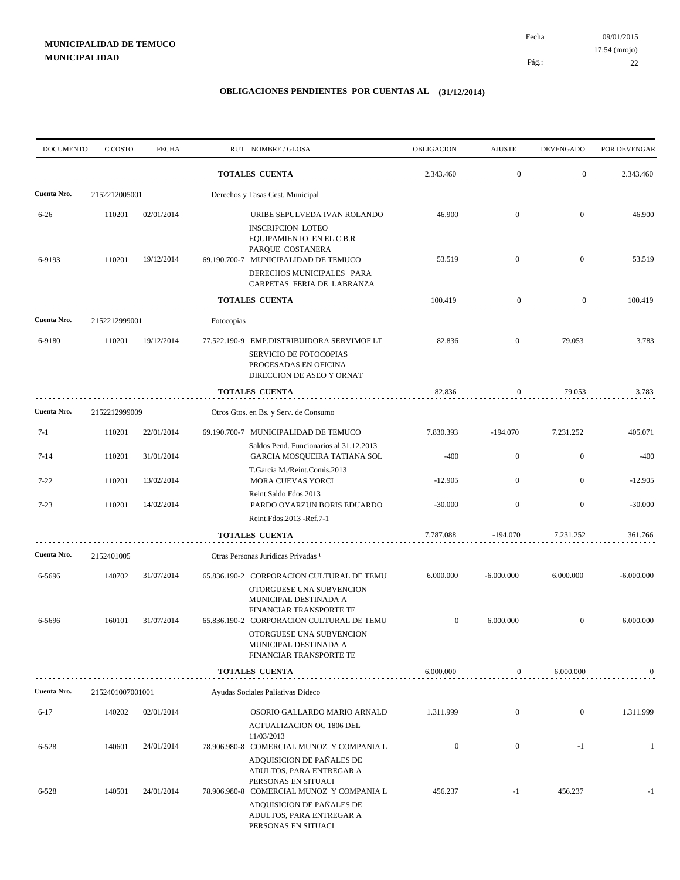**MUNICIPALIDAD DE TEMUCO**
**MUNICIPALIDAD**

Fecha 09/01/2015
17:54 (mrojo)

## OBLIGACIONES PENDIENTES POR CUENTAS AL (31/12/2014)

| DOCUMENTO | C.COSTO | FECHA | RUT NOMBRE / GLOSA | OBLIGACION | AJUSTE | DEVENGADO | POR DEVENGAR |
|---|---|---|---|---|---|---|---|
| | | | **TOTALES CUENTA** | 2.343.460 | 0 | 0 | 2.343.460 |
| **Cuenta Nro.** | 2152212005001 | | Derechos y Tasas Gest. Municipal | | | | |
| 6-26 | 110201 | 02/01/2014 | URIBE SEPULVEDA IVAN ROLANDO<br>INSCRIPCION LOTEO EQUIPAMIENTO EN EL C.B.R PARQUE COSTANERA | 46.900 | 0 | 0 | 46.900 |
| 6-9193 | 110201 | 19/12/2014 | 69.190.700-7 MUNICIPALIDAD DE TEMUCO<br>DERECHOS MUNICIPALES PARA CARPETAS FERIA DE LABRANZA | 53.519 | 0 | 0 | 53.519 |
| | | | **TOTALES CUENTA** | 100.419 | 0 | 0 | 100.419 |
| **Cuenta Nro.** | 2152212999001 | | Fotocopias | | | | |
| 6-9180 | 110201 | 19/12/2014 | 77.522.190-9 EMP.DISTRIBUIDORA SERVIMOF LT<br>SERVICIO DE FOTOCOPIAS PROCESADAS EN OFICINA DIRECCION DE ASEO Y ORNAT | 82.836 | 0 | 79.053 | 3.783 |
| | | | **TOTALES CUENTA** | 82.836 | 0 | 79.053 | 3.783 |
| **Cuenta Nro.** | 2152212999009 | | Otros Gtos. en Bs. y Serv. de Consumo | | | | |
| 7-1 | 110201 | 22/01/2014 | 69.190.700-7 MUNICIPALIDAD DE TEMUCO<br>Saldos Pend. Funcionarios al 31.12.2013 | 7.830.393 | -194.070 | 7.231.252 | 405.071 |
| 7-14 | 110201 | 31/01/2014 | GARCIA MOSQUEIRA TATIANA SOL<br>T.Garcia M./Reint.Comis.2013 | -400 | 0 | 0 | -400 |
| 7-22 | 110201 | 13/02/2014 | MORA CUEVAS YORCI<br>Reint.Saldo Fdos.2013 | -12.905 | 0 | 0 | -12.905 |
| 7-23 | 110201 | 14/02/2014 | PARDO OYARZUN BORIS EDUARDO<br>Reint.Fdos.2013 -Ref.7-1 | -30.000 | 0 | 0 | -30.000 |
| | | | **TOTALES CUENTA** | 7.787.088 | -194.070 | 7.231.252 | 361.766 |
| **Cuenta Nro.** | 2152401005 | | Otras Personas Jurídicas Privadas ¹ | | | | |
| 6-5696 | 140702 | 31/07/2014 | 65.836.190-2 CORPORACION CULTURAL DE TEMU<br>OTORGUESE UNA SUBVENCION MUNICIPAL DESTINADA A FINANCIAR TRANSPORTE TE | 6.000.000 | -6.000.000 | 6.000.000 | -6.000.000 |
| 6-5696 | 160101 | 31/07/2014 | 65.836.190-2 CORPORACION CULTURAL DE TEMU<br>OTORGUESE UNA SUBVENCION MUNICIPAL DESTINADA A FINANCIAR TRANSPORTE TE | 0 | 6.000.000 | 0 | 6.000.000 |
| | | | **TOTALES CUENTA** | 6.000.000 | 0 | 6.000.000 | 0 |
| **Cuenta Nro.** | 2152401007001001 | | Ayudas Sociales Paliativas Dideco | | | | |
| 6-17 | 140202 | 02/01/2014 | OSORIO GALLARDO MARIO ARNALD<br>ACTUALIZACION OC 1806 DEL 11/03/2013 | 1.311.999 | 0 | 0 | 1.311.999 |
| 6-528 | 140601 | 24/01/2014 | 78.906.980-8 COMERCIAL MUNOZ Y COMPANIA L<br>ADQUISICION DE PAÑALES DE ADULTOS, PARA ENTREGAR A PERSONAS EN SITUACI | 0 | 0 | -1 | 1 |
| 6-528 | 140501 | 24/01/2014 | 78.906.980-8 COMERCIAL MUNOZ Y COMPANIA L<br>ADQUISICION DE PAÑALES DE ADULTOS, PARA ENTREGAR A PERSONAS EN SITUACI | 456.237 | -1 | 456.237 | -1 |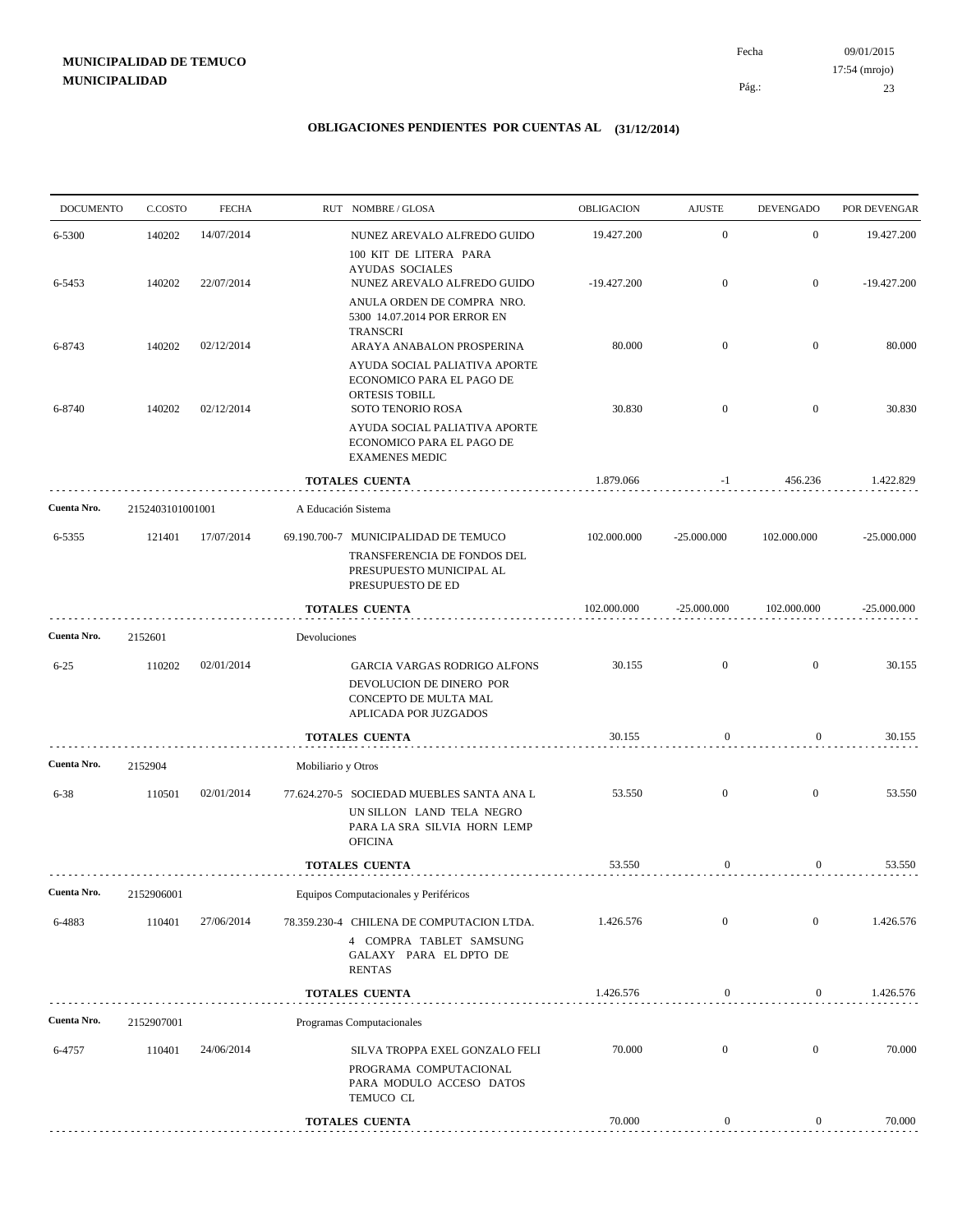**MUNICIPALIDAD DE TEMUCO**
**MUNICIPALIDAD**

Fecha 09/01/2015
17:54 (mrojo)

## OBLIGACIONES PENDIENTES POR CUENTAS AL (31/12/2014)

| DOCUMENTO | C.COSTO | FECHA | RUT NOMBRE / GLOSA | OBLIGACION | AJUSTE | DEVENGADO | POR DEVENGAR |
|---|---|---|---|---|---|---|---|
| 6-5300 | 140202 | 14/07/2014 | NUNEZ AREVALO ALFREDO GUIDO<br>100 KIT DE LITERA PARA AYUDAS SOCIALES | 19.427.200 | 0 | 0 | 19.427.200 |
| 6-5453 | 140202 | 22/07/2014 | NUNEZ AREVALO ALFREDO GUIDO<br>ANULA ORDEN DE COMPRA NRO. 5300 14.07.2014 POR ERROR EN TRANSCRI | -19.427.200 | 0 | 0 | -19.427.200 |
| 6-8743 | 140202 | 02/12/2014 | ARAYA ANABALON PROSPERINA<br>AYUDA SOCIAL PALIATIVA APORTE ECONOMICO PARA EL PAGO DE ORTESIS TOBILL | 80.000 | 0 | 0 | 80.000 |
| 6-8740 | 140202 | 02/12/2014 | SOTO TENORIO ROSA<br>AYUDA SOCIAL PALIATIVA APORTE ECONOMICO PARA EL PAGO DE EXAMENES MEDIC | 30.830 | 0 | 0 | 30.830 |
| | | | **TOTALES CUENTA** | 1.879.066 | -1 | 456.236 | 1.422.829 |
| **Cuenta Nro.** | 2152403101001001 | | A Educación Sistema | | | | |
| 6-5355 | 121401 | 17/07/2014 | 69.190.700-7 MUNICIPALIDAD DE TEMUCO<br>TRANSFERENCIA DE FONDOS DEL PRESUPUESTO MUNICIPAL AL PRESUPUESTO DE ED | 102.000.000 | -25.000.000 | 102.000.000 | -25.000.000 |
| | | | **TOTALES CUENTA** | 102.000.000 | -25.000.000 | 102.000.000 | -25.000.000 |
| **Cuenta Nro.** | 2152601 | | Devoluciones | | | | |
| 6-25 | 110202 | 02/01/2014 | GARCIA VARGAS RODRIGO ALFONS<br>DEVOLUCION DE DINERO POR CONCEPTO DE MULTA MAL APLICADA POR JUZGADOS | 30.155 | 0 | 0 | 30.155 |
| | | | **TOTALES CUENTA** | 30.155 | 0 | 0 | 30.155 |
| **Cuenta Nro.** | 2152904 | | Mobiliario y Otros | | | | |
| 6-38 | 110501 | 02/01/2014 | 77.624.270-5 SOCIEDAD MUEBLES SANTA ANA L<br>UN SILLON LAND TELA NEGRO PARA LA SRA SILVIA HORN LEMP OFICINA | 53.550 | 0 | 0 | 53.550 |
| | | | **TOTALES CUENTA** | 53.550 | 0 | 0 | 53.550 |
| **Cuenta Nro.** | 2152906001 | | Equipos Computacionales y Periféricos | | | | |
| 6-4883 | 110401 | 27/06/2014 | 78.359.230-4 CHILENA DE COMPUTACION LTDA.<br>4 COMPRA TABLET SAMSUNG GALAXY PARA EL DPTO DE RENTAS | 1.426.576 | 0 | 0 | 1.426.576 |
| | | | **TOTALES CUENTA** | 1.426.576 | 0 | 0 | 1.426.576 |
| **Cuenta Nro.** | 2152907001 | | Programas Computacionales | | | | |
| 6-4757 | 110401 | 24/06/2014 | SILVA TROPPA EXEL GONZALO FELI<br>PROGRAMA COMPUTACIONAL PARA MODULO ACCESO DATOS TEMUCO CL | 70.000 | 0 | 0 | 70.000 |
| | | | **TOTALES CUENTA** | 70.000 | 0 | 0 | 70.000 |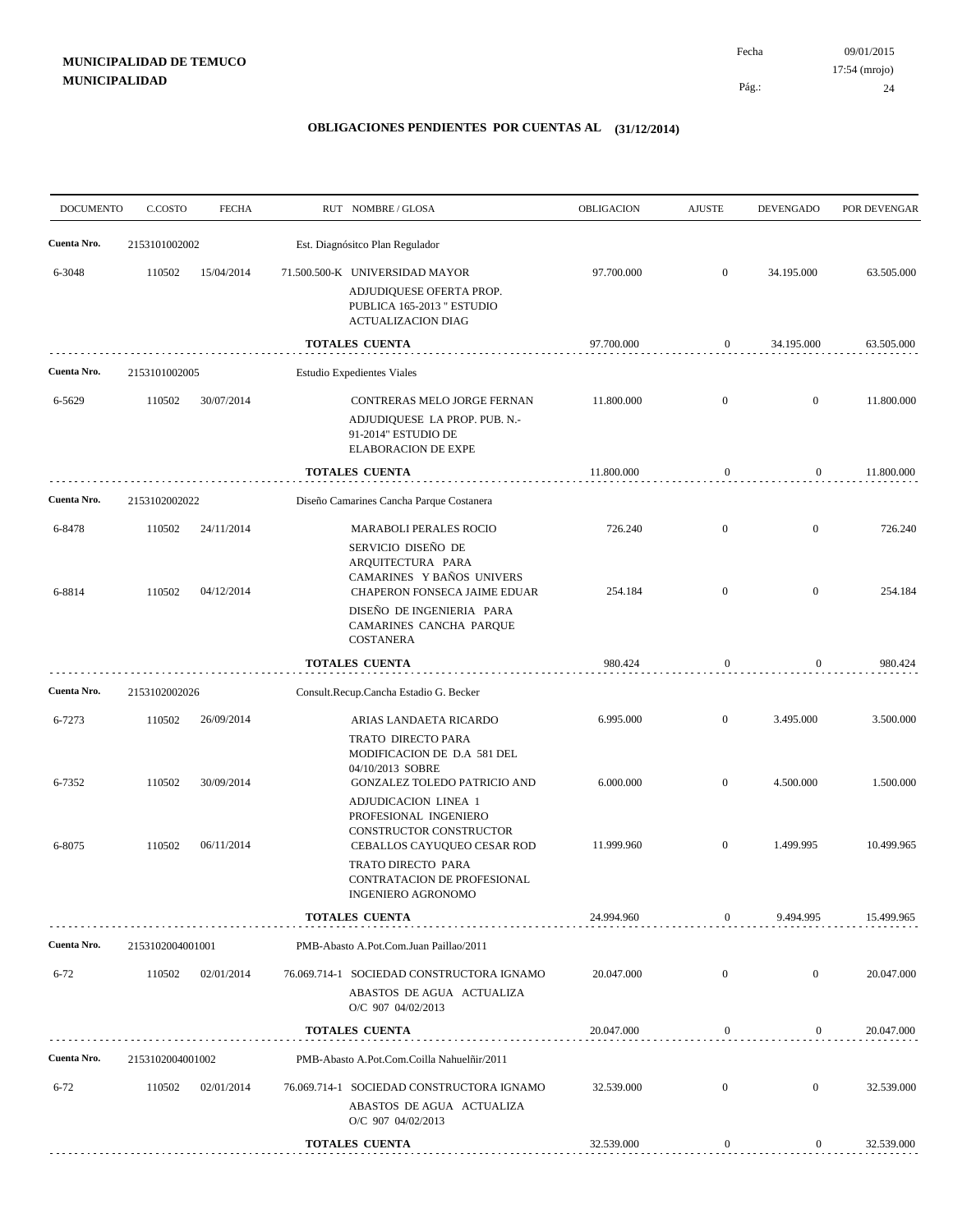**MUNICIPALIDAD DE TEMUCO**
**MUNICIPALIDAD**

Fecha 09/01/2015
17:54 (mrojo)

## OBLIGACIONES PENDIENTES POR CUENTAS AL (31/12/2014)

| DOCUMENTO | C.COSTO | FECHA | RUT NOMBRE / GLOSA | OBLIGACION | AJUSTE | DEVENGADO | POR DEVENGAR |
|---|---|---|---|---|---|---|---|
| **Cuenta Nro.** | 2153101002002 | | Est. Diagnósitco Plan Regulador | | | | |
| 6-3048 | 110502 | 15/04/2014 | 71.500.500-K UNIVERSIDAD MAYOR<br>ADJUDIQUESE OFERTA PROP. PUBLICA 165-2013 " ESTUDIO ACTUALIZACION DIAG | 97.700.000 | 0 | 34.195.000 | 63.505.000 |
| | | | **TOTALES CUENTA** | 97.700.000 | 0 | 34.195.000 | 63.505.000 |
| **Cuenta Nro.** | 2153101002005 | | Estudio Expedientes Viales | | | | |
| 6-5629 | 110502 | 30/07/2014 | CONTRERAS MELO JORGE FERNAN<br>ADJUDIQUESE LA PROP. PUB. N.-91-2014" ESTUDIO DE ELABORACION DE EXPE | 11.800.000 | 0 | 0 | 11.800.000 |
| | | | **TOTALES CUENTA** | 11.800.000 | 0 | 0 | 11.800.000 |
| **Cuenta Nro.** | 2153102002022 | | Diseño Camarines Cancha Parque Costanera | | | | |
| 6-8478 | 110502 | 24/11/2014 | MARABOLI PERALES ROCIO<br>SERVICIO DISEÑO DE ARQUITECTURA PARA CAMARINES Y BAÑOS UNIVERS | 726.240 | 0 | 0 | 726.240 |
| 6-8814 | 110502 | 04/12/2014 | CHAPERON FONSECA JAIME EDUAR<br>DISEÑO DE INGENIERIA PARA CAMARINES CANCHA PARQUE COSTANERA | 254.184 | 0 | 0 | 254.184 |
| | | | **TOTALES CUENTA** | 980.424 | 0 | 0 | 980.424 |
| **Cuenta Nro.** | 2153102002026 | | Consult.Recup.Cancha Estadio G. Becker | | | | |
| 6-7273 | 110502 | 26/09/2014 | ARIAS LANDAETA RICARDO<br>TRATO DIRECTO PARA MODIFICACION DE D.A 581 DEL 04/10/2013 SOBRE | 6.995.000 | 0 | 3.495.000 | 3.500.000 |
| 6-7352 | 110502 | 30/09/2014 | GONZALEZ TOLEDO PATRICIO AND<br>ADJUDICACION LINEA 1 PROFESIONAL INGENIERO CONSTRUCTOR CONSTRUCTOR | 6.000.000 | 0 | 4.500.000 | 1.500.000 |
| 6-8075 | 110502 | 06/11/2014 | CEBALLOS CAYUQUEO CESAR ROD<br>TRATO DIRECTO PARA CONTRATACION DE PROFESIONAL INGENIERO AGRONOMO | 11.999.960 | 0 | 1.499.995 | 10.499.965 |
| | | | **TOTALES CUENTA** | 24.994.960 | 0 | 9.494.995 | 15.499.965 |
| **Cuenta Nro.** | 2153102004001001 | | PMB-Abasto A.Pot.Com.Juan Paillao/2011 | | | | |
| 6-72 | 110502 | 02/01/2014 | 76.069.714-1 SOCIEDAD CONSTRUCTORA IGNAMO<br>ABASTOS DE AGUA ACTUALIZA O/C 907 04/02/2013 | 20.047.000 | 0 | 0 | 20.047.000 |
| | | | **TOTALES CUENTA** | 20.047.000 | 0 | 0 | 20.047.000 |
| **Cuenta Nro.** | 2153102004001002 | | PMB-Abasto A.Pot.Com.Coilla Nahuelñir/2011 | | | | |
| 6-72 | 110502 | 02/01/2014 | 76.069.714-1 SOCIEDAD CONSTRUCTORA IGNAMO<br>ABASTOS DE AGUA ACTUALIZA O/C 907 04/02/2013 | 32.539.000 | 0 | 0 | 32.539.000 |
| | | | **TOTALES CUENTA** | 32.539.000 | 0 | 0 | 32.539.000 |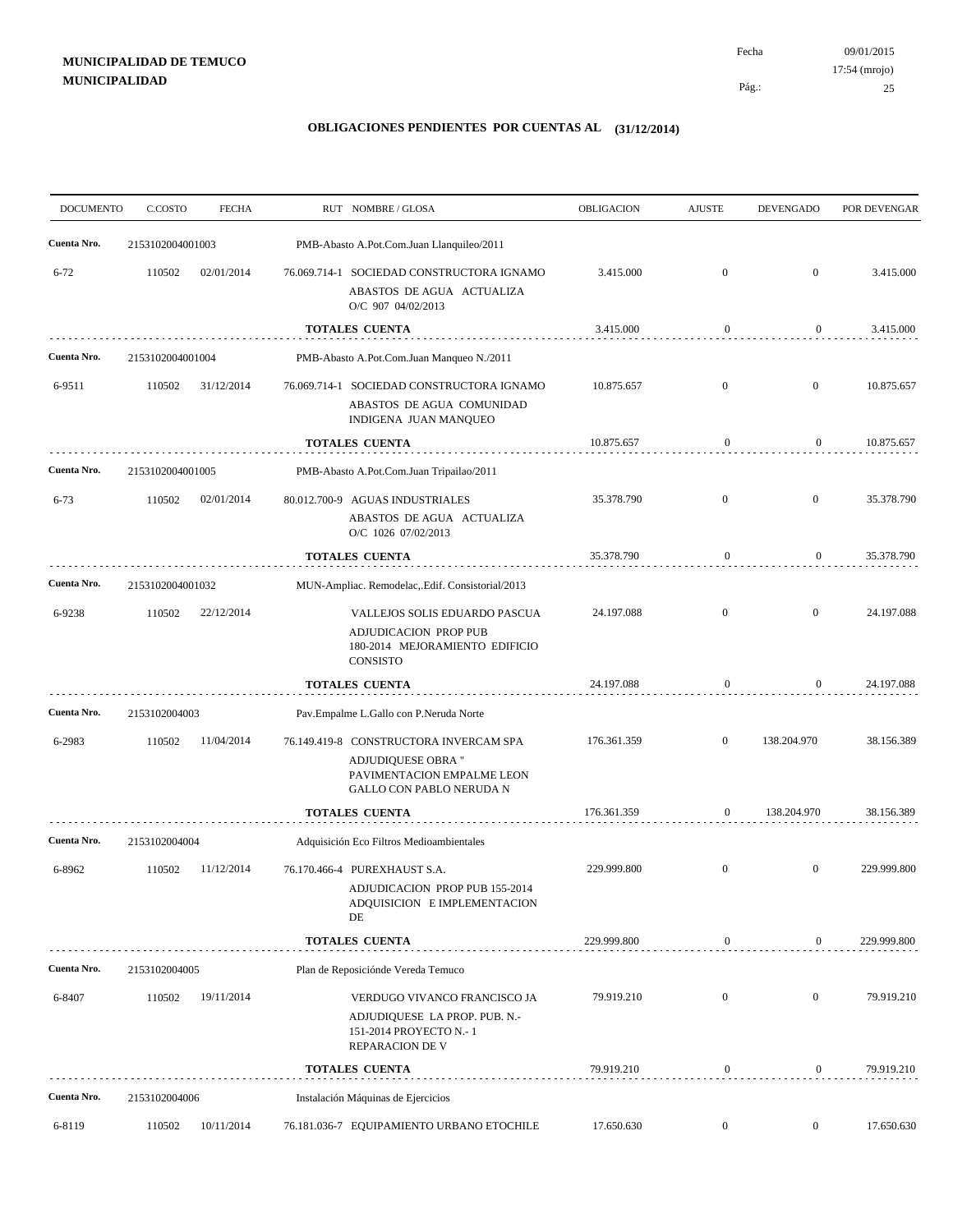**MUNICIPALIDAD DE TEMUCO**
**MUNICIPALIDAD**

Fecha 09/01/2015
17:54 (mrojo)

## OBLIGACIONES PENDIENTES POR CUENTAS AL (31/12/2014)

| DOCUMENTO | C.COSTO | FECHA | RUT NOMBRE / GLOSA | OBLIGACION | AJUSTE | DEVENGADO | POR DEVENGAR |
|---|---|---|---|---|---|---|---|
| **Cuenta Nro.** | 2153102004001003 | | PMB-Abasto A.Pot.Com.Juan Llanquileo/2011 | | | | |
| 6-72 | 110502 | 02/01/2014 | 76.069.714-1 SOCIEDAD CONSTRUCTORA IGNAMO ABASTOS DE AGUA ACTUALIZA O/C 907 04/02/2013 | 3.415.000 | 0 | 0 | 3.415.000 |
| | | | **TOTALES CUENTA** | 3.415.000 | 0 | 0 | 3.415.000 |
| **Cuenta Nro.** | 2153102004001004 | | PMB-Abasto A.Pot.Com.Juan Manqueo N./2011 | | | | |
| 6-9511 | 110502 | 31/12/2014 | 76.069.714-1 SOCIEDAD CONSTRUCTORA IGNAMO ABASTOS DE AGUA COMUNIDAD INDIGENA JUAN MANQUEO | 10.875.657 | 0 | 0 | 10.875.657 |
| | | | **TOTALES CUENTA** | 10.875.657 | 0 | 0 | 10.875.657 |
| **Cuenta Nro.** | 2153102004001005 | | PMB-Abasto A.Pot.Com.Juan Tripailao/2011 | | | | |
| 6-73 | 110502 | 02/01/2014 | 80.012.700-9 AGUAS INDUSTRIALES ABASTOS DE AGUA ACTUALIZA O/C 1026 07/02/2013 | 35.378.790 | 0 | 0 | 35.378.790 |
| | | | **TOTALES CUENTA** | 35.378.790 | 0 | 0 | 35.378.790 |
| **Cuenta Nro.** | 2153102004001032 | | MUN-Ampliac. Remodelac,.Edif. Consistorial/2013 | | | | |
| 6-9238 | 110502 | 22/12/2014 | VALLEJOS SOLIS EDUARDO PASCUA ADJUDICACION PROP PUB 180-2014 MEJORAMIENTO EDIFICIO CONSISTO | 24.197.088 | 0 | 0 | 24.197.088 |
| | | | **TOTALES CUENTA** | 24.197.088 | 0 | 0 | 24.197.088 |
| **Cuenta Nro.** | 2153102004003 | | Pav.Empalme L.Gallo con P.Neruda Norte | | | | |
| 6-2983 | 110502 | 11/04/2014 | 76.149.419-8 CONSTRUCTORA INVERCAM SPA ADJUDIQUESE OBRA " PAVIMENTACION EMPALME LEON GALLO CON PABLO NERUDA N | 176.361.359 | 0 | 138.204.970 | 38.156.389 |
| | | | **TOTALES CUENTA** | 176.361.359 | 0 | 138.204.970 | 38.156.389 |
| **Cuenta Nro.** | 2153102004004 | | Adquisición Eco Filtros Medioambientales | | | | |
| 6-8962 | 110502 | 11/12/2014 | 76.170.466-4 PUREXHAUST S.A. ADJUDICACION PROP PUB 155-2014 ADQUISICION E IMPLEMENTACION DE | 229.999.800 | 0 | 0 | 229.999.800 |
| | | | **TOTALES CUENTA** | 229.999.800 | 0 | 0 | 229.999.800 |
| **Cuenta Nro.** | 2153102004005 | | Plan de Reposiciónde Vereda Temuco | | | | |
| 6-8407 | 110502 | 19/11/2014 | VERDUGO VIVANCO FRANCISCO JA ADJUDIQUESE LA PROP. PUB. N.- 151-2014 PROYECTO N.- 1 REPARACION DE V | 79.919.210 | 0 | 0 | 79.919.210 |
| | | | **TOTALES CUENTA** | 79.919.210 | 0 | 0 | 79.919.210 |
| **Cuenta Nro.** | 2153102004006 | | Instalación Máquinas de Ejercicios | | | | |
| 6-8119 | 110502 | 10/11/2014 | 76.181.036-7 EQUIPAMIENTO URBANO ETOCHILE | 17.650.630 | 0 | 0 | 17.650.630 |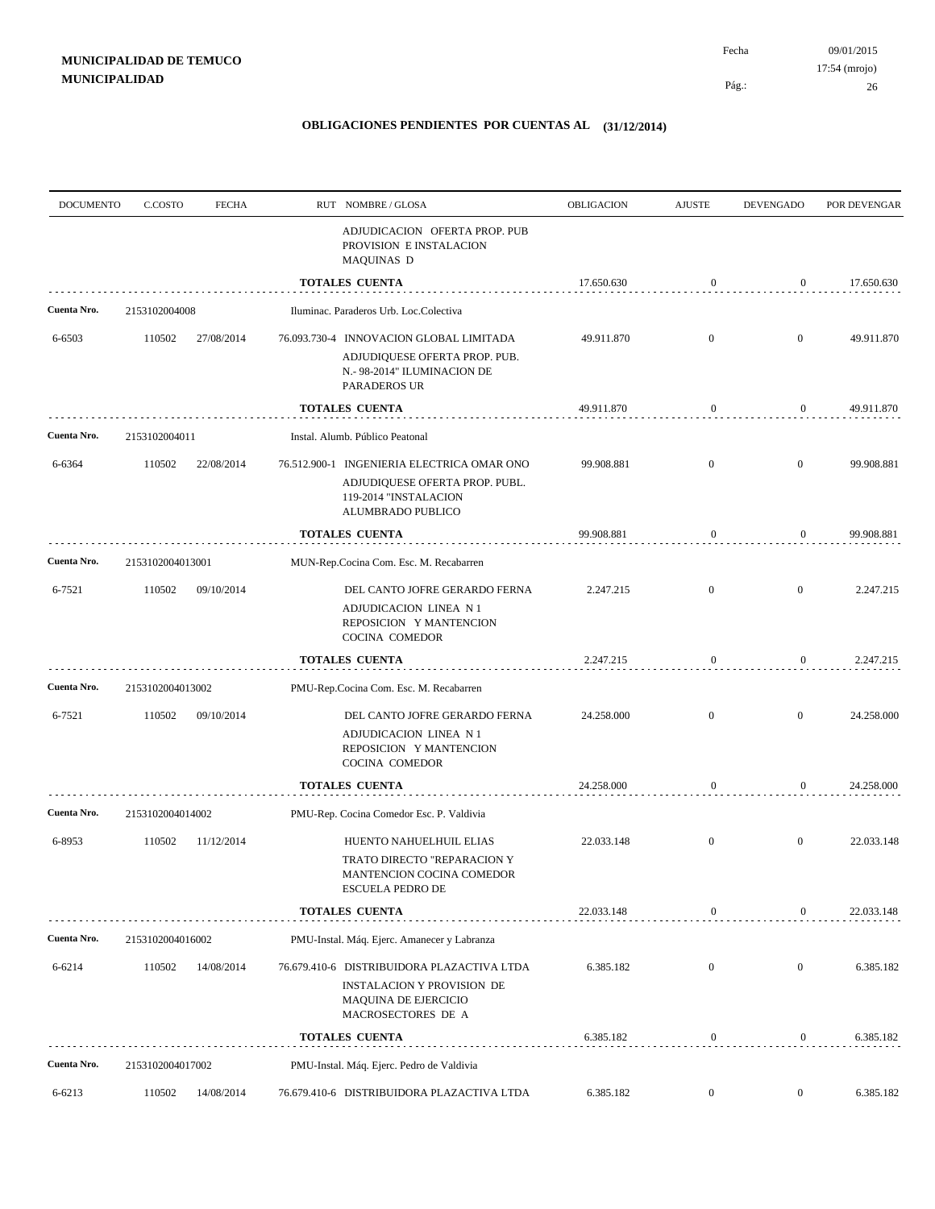**MUNICIPALIDAD DE TEMUCO**
**MUNICIPALIDAD**

Fecha 09/01/2015
17:54 (mrojo)

## OBLIGACIONES PENDIENTES POR CUENTAS AL (31/12/2014)

| DOCUMENTO | C.COSTO | FECHA | RUT NOMBRE / GLOSA | OBLIGACION | AJUSTE | DEVENGADO | POR DEVENGAR |
|---|---|---|---|---|---|---|---|
| | | | ADJUDICACION OFERTA PROP. PUB PROVISION E INSTALACION MAQUINAS D | | | | |
| | | | **TOTALES CUENTA** | 17.650.630 | 0 | 0 | 17.650.630 |
| **Cuenta Nro.** | 2153102004008 | | Iluminac. Paraderos Urb. Loc.Colectiva | | | | |
| 6-6503 | 110502 | 27/08/2014 | 76.093.730-4 INNOVACION GLOBAL LIMITADA ADJUDIQUESE OFERTA PROP. PUB. N.- 98-2014" ILUMINACION DE PARADEROS UR | 49.911.870 | 0 | 0 | 49.911.870 |
| | | | **TOTALES CUENTA** | 49.911.870 | 0 | 0 | 49.911.870 |
| **Cuenta Nro.** | 2153102004011 | | Instal. Alumb. Público Peatonal | | | | |
| 6-6364 | 110502 | 22/08/2014 | 76.512.900-1 INGENIERIA ELECTRICA OMAR ONO ADJUDIQUESE OFERTA PROP. PUBL. 119-2014 "INSTALACION ALUMBRADO PUBLICO | 99.908.881 | 0 | 0 | 99.908.881 |
| | | | **TOTALES CUENTA** | 99.908.881 | 0 | 0 | 99.908.881 |
| **Cuenta Nro.** | 2153102004013001 | | MUN-Rep.Cocina Com. Esc. M. Recabarren | | | | |
| 6-7521 | 110502 | 09/10/2014 | DEL CANTO JOFRE GERARDO FERNA ADJUDICACION LINEA N 1 REPOSICION Y MANTENCION COCINA COMEDOR | 2.247.215 | 0 | 0 | 2.247.215 |
| | | | **TOTALES CUENTA** | 2.247.215 | 0 | 0 | 2.247.215 |
| **Cuenta Nro.** | 2153102004013002 | | PMU-Rep.Cocina Com. Esc. M. Recabarren | | | | |
| 6-7521 | 110502 | 09/10/2014 | DEL CANTO JOFRE GERARDO FERNA ADJUDICACION LINEA N 1 REPOSICION Y MANTENCION COCINA COMEDOR | 24.258.000 | 0 | 0 | 24.258.000 |
| | | | **TOTALES CUENTA** | 24.258.000 | 0 | 0 | 24.258.000 |
| **Cuenta Nro.** | 2153102004014002 | | PMU-Rep. Cocina Comedor Esc. P. Valdivia | | | | |
| 6-8953 | 110502 | 11/12/2014 | HUENTO NAHUELHUIL ELIAS TRATO DIRECTO "REPARACION Y MANTENCION COCINA COMEDOR ESCUELA PEDRO DE | 22.033.148 | 0 | 0 | 22.033.148 |
| | | | **TOTALES CUENTA** | 22.033.148 | 0 | 0 | 22.033.148 |
| **Cuenta Nro.** | 2153102004016002 | | PMU-Instal. Máq. Ejerc. Amanecer y Labranza | | | | |
| 6-6214 | 110502 | 14/08/2014 | 76.679.410-6 DISTRIBUIDORA PLAZACTIVA LTDA INSTALACION Y PROVISION DE MAQUINA DE EJERCICIO MACROSECTORES DE A | 6.385.182 | 0 | 0 | 6.385.182 |
| | | | **TOTALES CUENTA** | 6.385.182 | 0 | 0 | 6.385.182 |
| **Cuenta Nro.** | 2153102004017002 | | PMU-Instal. Máq. Ejerc. Pedro de Valdivia | | | | |
| 6-6213 | 110502 | 14/08/2014 | 76.679.410-6 DISTRIBUIDORA PLAZACTIVA LTDA | 6.385.182 | 0 | 0 | 6.385.182 |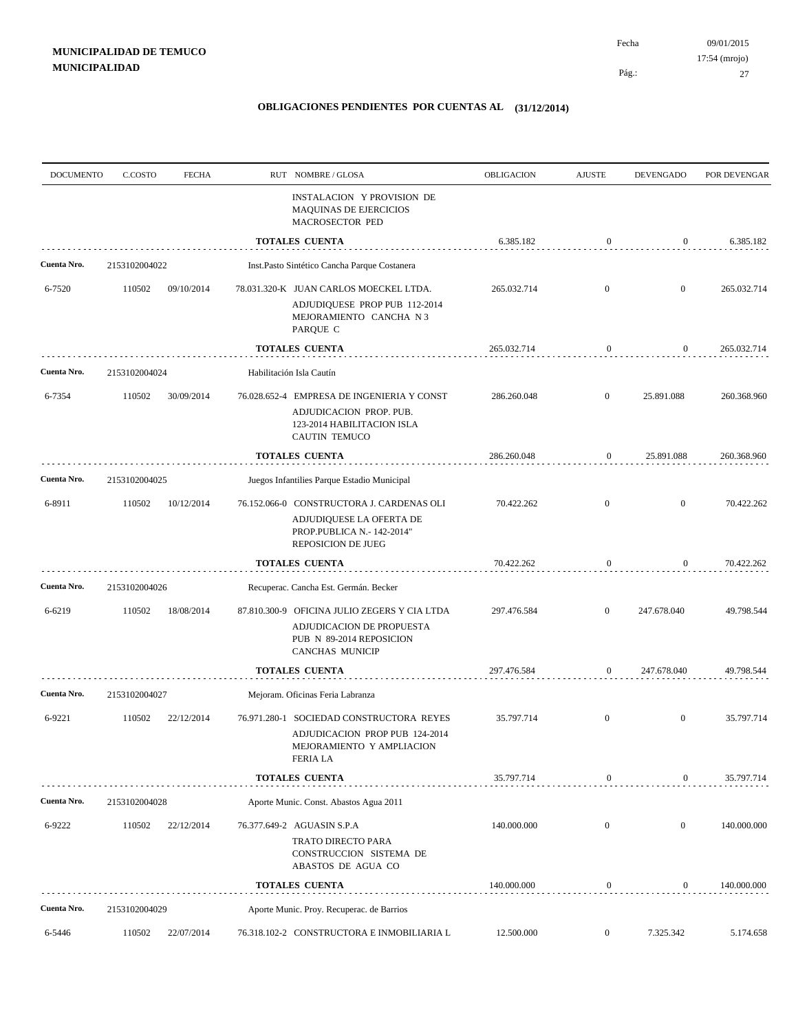**MUNICIPALIDAD DE TEMUCO**
**MUNICIPALIDAD**

Fecha 09/01/2015
17:54 (mrojo)

## OBLIGACIONES PENDIENTES POR CUENTAS AL (31/12/2014)

| DOCUMENTO | C.COSTO | FECHA | RUT NOMBRE / GLOSA | OBLIGACION | AJUSTE | DEVENGADO | POR DEVENGAR |
|---|---|---|---|---|---|---|---|
| | | | INSTALACION Y PROVISION DE MAQUINAS DE EJERCICIOS MACROSECTOR PED | | | | |
| | | | **TOTALES CUENTA** | 6.385.182 | 0 | 0 | 6.385.182 |
| **Cuenta Nro.** | 2153102004022 | | Inst.Pasto Sintético Cancha Parque Costanera | | | | |
| 6-7520 | 110502 | 09/10/2014 | 78.031.320-K JUAN CARLOS MOECKEL LTDA. ADJUDIQUESE PROP PUB 112-2014 MEJORAMIENTO CANCHA N 3 PARQUE C | 265.032.714 | 0 | 0 | 265.032.714 |
| | | | **TOTALES CUENTA** | 265.032.714 | 0 | 0 | 265.032.714 |
| **Cuenta Nro.** | 2153102004024 | | Habilitación Isla Cautín | | | | |
| 6-7354 | 110502 | 30/09/2014 | 76.028.652-4 EMPRESA DE INGENIERIA Y CONST ADJUDICACION PROP. PUB. 123-2014 HABILITACION ISLA CAUTIN TEMUCO | 286.260.048 | 0 | 25.891.088 | 260.368.960 |
| | | | **TOTALES CUENTA** | 286.260.048 | 0 | 25.891.088 | 260.368.960 |
| **Cuenta Nro.** | 2153102004025 | | Juegos Infantilies Parque Estadio Municipal | | | | |
| 6-8911 | 110502 | 10/12/2014 | 76.152.066-0 CONSTRUCTORA J. CARDENAS OLI ADJUDIQUESE LA OFERTA DE PROP.PUBLICA N.- 142-2014" REPOSICION DE JUEG | 70.422.262 | 0 | 0 | 70.422.262 |
| | | | **TOTALES CUENTA** | 70.422.262 | 0 | 0 | 70.422.262 |
| **Cuenta Nro.** | 2153102004026 | | Recuperac. Cancha Est. Germán. Becker | | | | |
| 6-6219 | 110502 | 18/08/2014 | 87.810.300-9 OFICINA JULIO ZEGERS Y CIA LTDA ADJUDICACION DE PROPUESTA PUB N 89-2014 REPOSICION CANCHAS MUNICIP | 297.476.584 | 0 | 247.678.040 | 49.798.544 |
| | | | **TOTALES CUENTA** | 297.476.584 | 0 | 247.678.040 | 49.798.544 |
| **Cuenta Nro.** | 2153102004027 | | Mejoram. Oficinas Feria Labranza | | | | |
| 6-9221 | 110502 | 22/12/2014 | 76.971.280-1 SOCIEDAD CONSTRUCTORA REYES ADJUDICACION PROP PUB 124-2014 MEJORAMIENTO Y AMPLIACION FERIA LA | 35.797.714 | 0 | 0 | 35.797.714 |
| | | | **TOTALES CUENTA** | 35.797.714 | 0 | 0 | 35.797.714 |
| **Cuenta Nro.** | 2153102004028 | | Aporte Munic. Const. Abastos Agua 2011 | | | | |
| 6-9222 | 110502 | 22/12/2014 | 76.377.649-2 AGUASIN S.P.A TRATO DIRECTO PARA CONSTRUCCION SISTEMA DE ABASTOS DE AGUA CO | 140.000.000 | 0 | 0 | 140.000.000 |
| | | | **TOTALES CUENTA** | 140.000.000 | 0 | 0 | 140.000.000 |
| **Cuenta Nro.** | 2153102004029 | | Aporte Munic. Proy. Recuperac. de Barrios | | | | |
| 6-5446 | 110502 | 22/07/2014 | 76.318.102-2 CONSTRUCTORA E INMOBILIARIA L | 12.500.000 | 0 | 7.325.342 | 5.174.658 |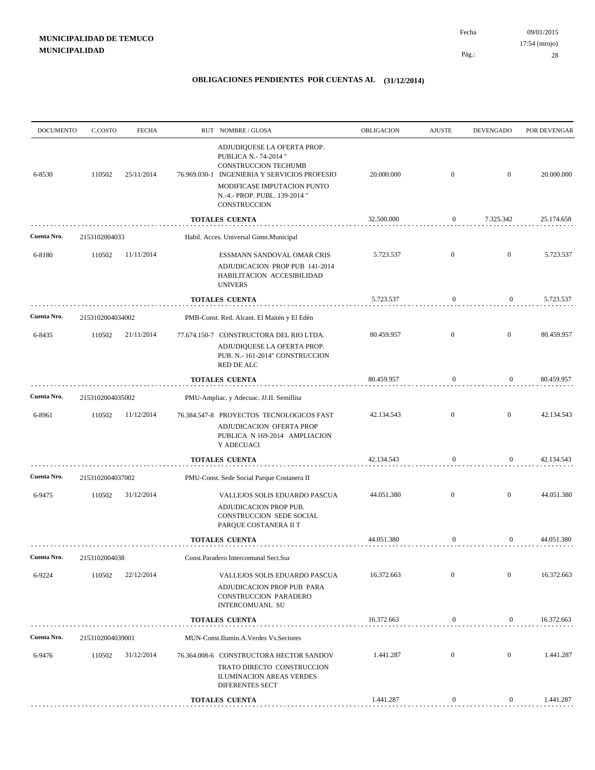**MUNICIPALIDAD DE TEMUCO**
**MUNICIPALIDAD**

Fecha 09/01/2015
17:54 (mrojo)

## OBLIGACIONES PENDIENTES POR CUENTAS AL (31/12/2014)

| DOCUMENTO | C.COSTO | FECHA | RUT NOMBRE / GLOSA | OBLIGACION | AJUSTE | DEVENGADO | POR DEVENGAR |
|---|---|---|---|---|---|---|---|
| 6-8530 | 110502 | 25/11/2014 | ADJUDIQUESE LA OFERTA PROP. PUBLICA N.- 74-2014 " CONSTRUCCION TECHUMB 76.969.030-1 INGENIERIA Y SERVICIOS PROFESIO MODIFICASE IMPUTACION PUNTO N.-4.- PROP. PUBL. 139-2014 " CONSTRUCCION | 20.000.000 | 0 | 0 | 20.000.000 |
| | | | **TOTALES CUENTA** | 32.500.000 | 0 | 7.325.342 | 25.174.658 |
| **Cuenta Nro.** | 2153102004033 | | Habil. Acces. Universal Gimn.Municipal | | | | |
| 6-8180 | 110502 | 11/11/2014 | ESSMANN SANDOVAL OMAR CRIS ADJUDICACION PROP PUB 141-2014 HABILITACION ACCESIBILIDAD UNIVERS | 5.723.537 | 0 | 0 | 5.723.537 |
| | | | **TOTALES CUENTA** | 5.723.537 | 0 | 0 | 5.723.537 |
| **Cuenta Nro.** | 2153102004034002 | | PMB-Const. Red. Alcant. El Maitén y El Edén | | | | |
| 6-8435 | 110502 | 21/11/2014 | 77.674.150-7 CONSTRUCTORA DEL RIO LTDA. ADJUDIQUESE LA OFERTA PROP. PUB. N.- 161-2014" CONSTRUCCION RED DE ALC | 80.459.957 | 0 | 0 | 80.459.957 |
| | | | **TOTALES CUENTA** | 80.459.957 | 0 | 0 | 80.459.957 |
| **Cuenta Nro.** | 2153102004035002 | | PMU-Ampliac. y Adecuac. JJ.II. Semillita | | | | |
| 6-8961 | 110502 | 11/12/2014 | 76.384.547-8 PROYECTOS TECNOLOGICOS FAST ADJUDICACION OFERTA PROP PUBLICA N 169-2014 AMPLIACION Y ADECUACI | 42.134.543 | 0 | 0 | 42.134.543 |
| | | | **TOTALES CUENTA** | 42.134.543 | 0 | 0 | 42.134.543 |
| **Cuenta Nro.** | 2153102004037002 | | PMU-Const. Sede Social Parque Costanera II | | | | |
| 6-9475 | 110502 | 31/12/2014 | VALLEJOS SOLIS EDUARDO PASCUA ADJUDICACION PROP PUB. CONSTRUCCION SEDE SOCIAL PARQUE COSTANERA II T | 44.051.380 | 0 | 0 | 44.051.380 |
| | | | **TOTALES CUENTA** | 44.051.380 | 0 | 0 | 44.051.380 |
| **Cuenta Nro.** | 2153102004038 | | Const.Paradero Intercomunal Sect.Sur | | | | |
| 6-9224 | 110502 | 22/12/2014 | VALLEJOS SOLIS EDUARDO PASCUA ADJUDICACION PROP PUB PARA CONSTRUCCION PARADERO INTERCOMUANL SU | 16.372.663 | 0 | 0 | 16.372.663 |
| | | | **TOTALES CUENTA** | 16.372.663 | 0 | 0 | 16.372.663 |
| **Cuenta Nro.** | 2153102004039001 | | MUN-Const.Ilumin.A.Verdes Vs.Sectores | | | | |
| 6-9476 | 110502 | 31/12/2014 | 76.364.008-6 CONSTRUCTORA HECTOR SANDOV TRATO DIRECTO CONSTRUCCION ILUMINACION AREAS VERDES DIFERENTES SECT | 1.441.287 | 0 | 0 | 1.441.287 |
| | | | **TOTALES CUENTA** | 1.441.287 | 0 | 0 | 1.441.287 |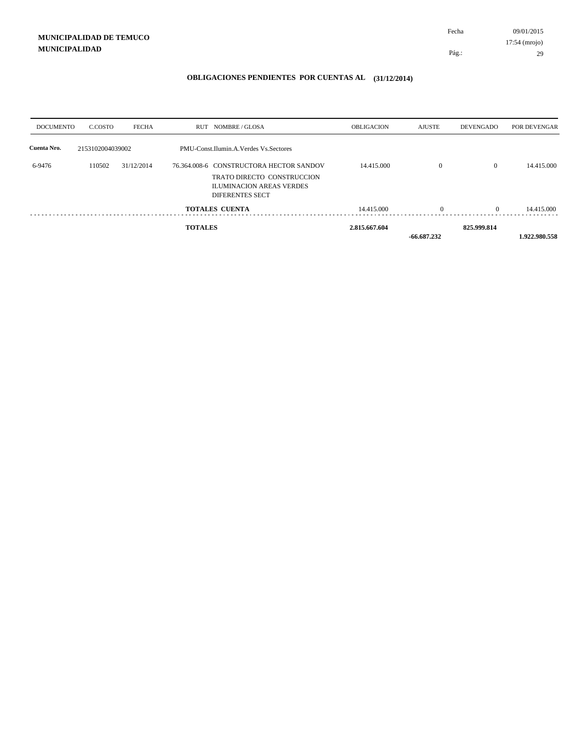**MUNICIPALIDAD DE TEMUCO**
**MUNICIPALIDAD**

Fecha 09/01/2015
17:54 (mrojo)

## OBLIGACIONES PENDIENTES POR CUENTAS AL (31/12/2014)

| DOCUMENTO | C.COSTO | FECHA | RUT NOMBRE / GLOSA | OBLIGACION | AJUSTE | DEVENGADO | POR DEVENGAR |
|---|---|---|---|---|---|---|---|
| **Cuenta Nro.** | 2153102004039002 | | PMU-Const.Ilumin.A.Verdes Vs.Sectores | | | | |
| 6-9476 | 110502 | 31/12/2014 | 76.364.008-6 CONSTRUCTORA HECTOR SANDOV<br>TRATO DIRECTO CONSTRUCCION ILUMINACION AREAS VERDES DIFERENTES SECT | 14.415.000 | 0 | 0 | 14.415.000 |
| | | | **TOTALES CUENTA** | 14.415.000 | 0 | 0 | 14.415.000 |
| | | | **TOTALES** | **2.815.667.604** | **-66.687.232** | **825.999.814** | **1.922.980.558** |